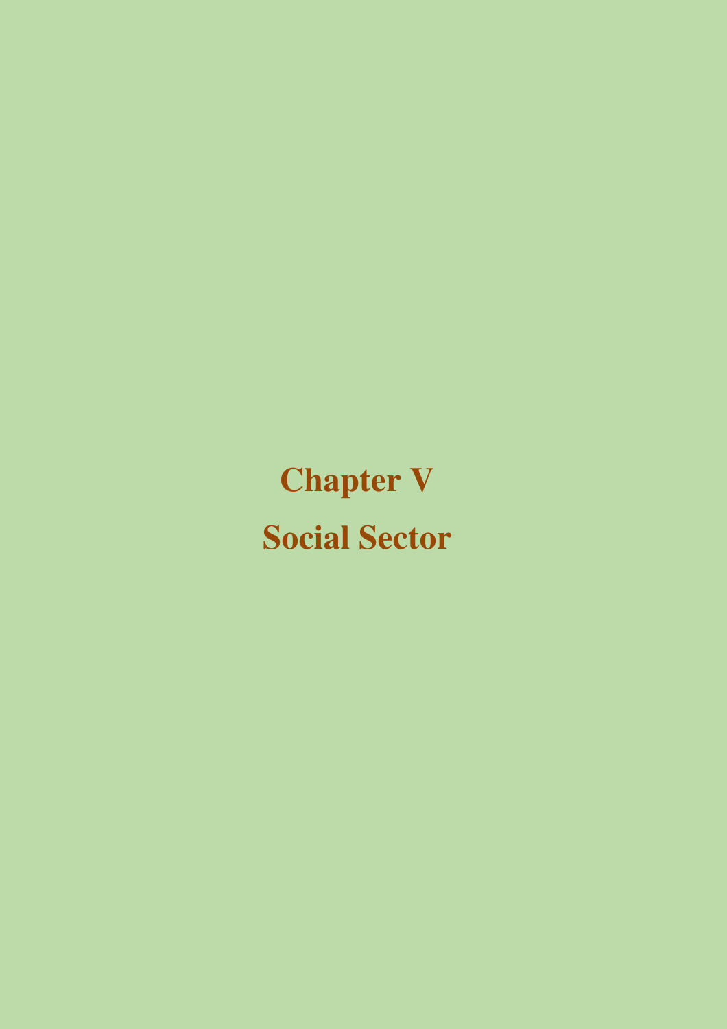# Chapter V

# Social Sector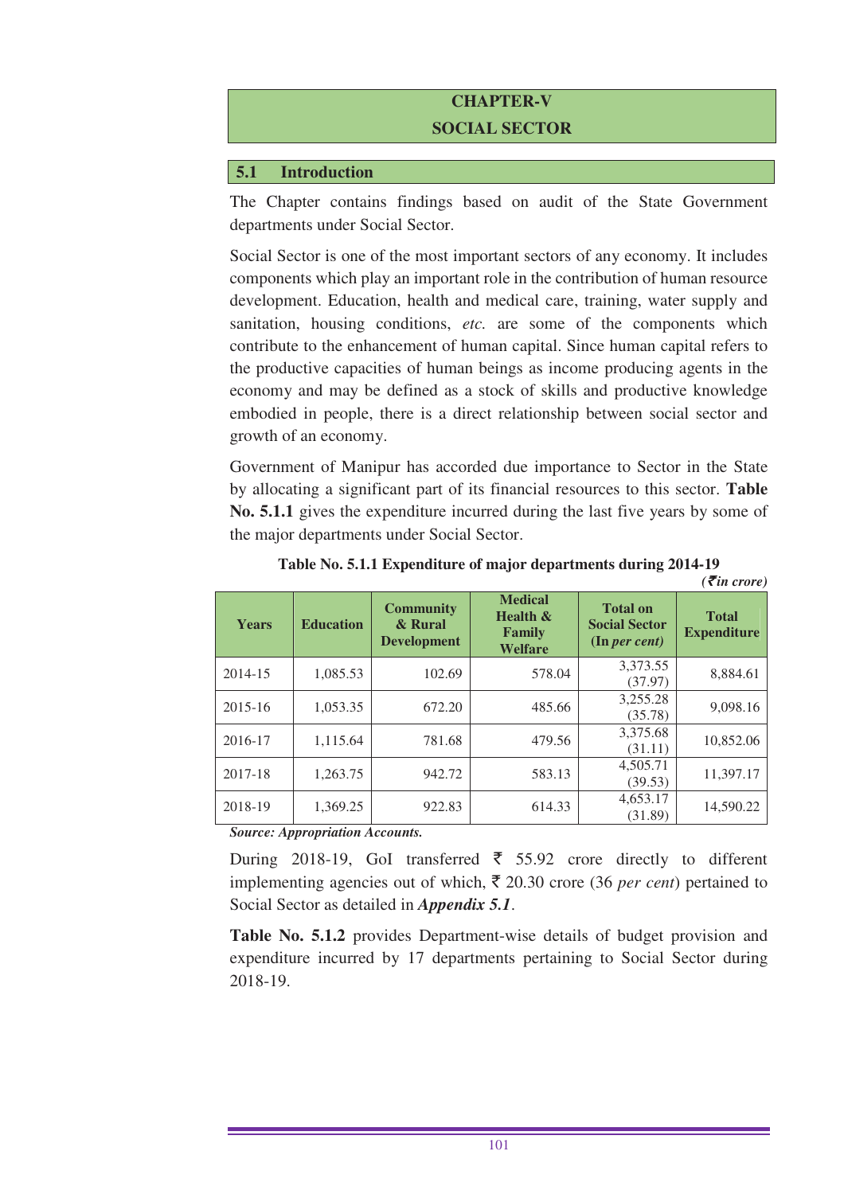# CHAPTER-V
# SOCIAL SECTOR

## 5.1 Introduction

The Chapter contains findings based on audit of the State Government departments under Social Sector.

Social Sector is one of the most important sectors of any economy. It includes components which play an important role in the contribution of human resource development. Education, health and medical care, training, water supply and sanitation, housing conditions, *etc.* are some of the components which contribute to the enhancement of human capital. Since human capital refers to the productive capacities of human beings as income producing agents in the economy and may be defined as a stock of skills and productive knowledge embodied in people, there is a direct relationship between social sector and growth of an economy.

Government of Manipur has accorded due importance to Sector in the State by allocating a significant part of its financial resources to this sector. **Table No. 5.1.1** gives the expenditure incurred during the last five years by some of the major departments under Social Sector.

**Table No. 5.1.1 Expenditure of major departments during 2014-19**

*(₹in crore)*

| Years | Education | Community & Rural Development | Medical Health & Family Welfare | Total on Social Sector (In *per cent*) | Total Expenditure |
|---|---|---|---|---|---|
| 2014-15 | 1,085.53 | 102.69 | 578.04 | 3,373.55 (37.97) | 8,884.61 |
| 2015-16 | 1,053.35 | 672.20 | 485.66 | 3,255.28 (35.78) | 9,098.16 |
| 2016-17 | 1,115.64 | 781.68 | 479.56 | 3,375.68 (31.11) | 10,852.06 |
| 2017-18 | 1,263.75 | 942.72 | 583.13 | 4,505.71 (39.53) | 11,397.17 |
| 2018-19 | 1,369.25 | 922.83 | 614.33 | 4,653.17 (31.89) | 14,590.22 |

***Source: Appropriation Accounts.***

During 2018-19, GoI transferred ₹ 55.92 crore directly to different implementing agencies out of which, ₹ 20.30 crore (36 *per cent*) pertained to Social Sector as detailed in ***Appendix 5.1***.

**Table No. 5.1.2** provides Department-wise details of budget provision and expenditure incurred by 17 departments pertaining to Social Sector during 2018-19.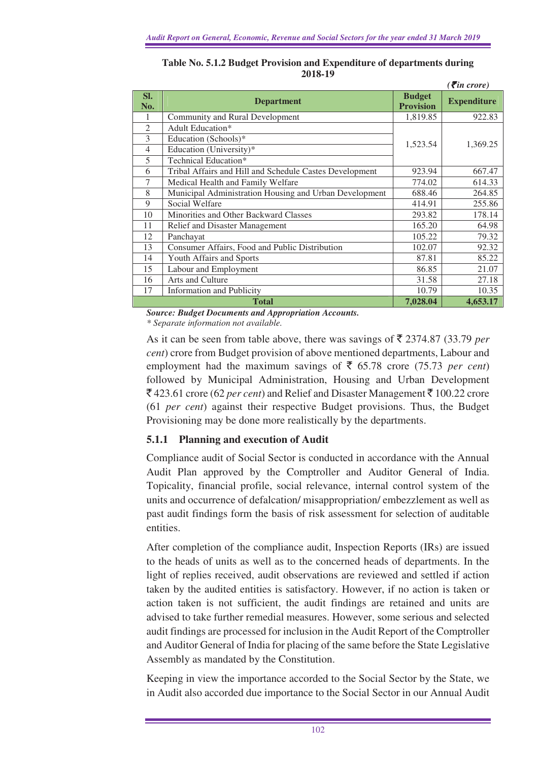**Table No. 5.1.2 Budget Provision and Expenditure of departments during 2018-19**

*(₹in crore)*

| Sl. No. | Department | Budget Provision | Expenditure |
|---|---|---|---|
| 1 | Community and Rural Development | 1,819.85 | 922.83 |
| 2 | Adult Education* | 1,523.54 | 1,369.25 |
| 3 | Education (Schools)* | | |
| 4 | Education (University)* | | |
| 5 | Technical Education* | | |
| 6 | Tribal Affairs and Hill and Schedule Castes Development | 923.94 | 667.47 |
| 7 | Medical Health and Family Welfare | 774.02 | 614.33 |
| 8 | Municipal Administration Housing and Urban Development | 688.46 | 264.85 |
| 9 | Social Welfare | 414.91 | 255.86 |
| 10 | Minorities and Other Backward Classes | 293.82 | 178.14 |
| 11 | Relief and Disaster Management | 165.20 | 64.98 |
| 12 | Panchayat | 105.22 | 79.32 |
| 13 | Consumer Affairs, Food and Public Distribution | 102.07 | 92.32 |
| 14 | Youth Affairs and Sports | 87.81 | 85.22 |
| 15 | Labour and Employment | 86.85 | 21.07 |
| 16 | Arts and Culture | 31.58 | 27.18 |
| 17 | Information and Publicity | 10.79 | 10.35 |
| **Total** | | **7,028.04** | **4,653.17** |

***Source: Budget Documents and Appropriation Accounts.***

*\* Separate information not available.*

As it can be seen from table above, there was savings of ₹ 2374.87 (33.79 *per cent*) crore from Budget provision of above mentioned departments, Labour and employment had the maximum savings of ₹ 65.78 crore (75.73 *per cent*) followed by Municipal Administration, Housing and Urban Development ₹ 423.61 crore (62 *per cent*) and Relief and Disaster Management ₹ 100.22 crore (61 *per cent*) against their respective Budget provisions. Thus, the Budget Provisioning may be done more realistically by the departments.

### 5.1.1 Planning and execution of Audit

Compliance audit of Social Sector is conducted in accordance with the Annual Audit Plan approved by the Comptroller and Auditor General of India. Topicality, financial profile, social relevance, internal control system of the units and occurrence of defalcation/ misappropriation/ embezzlement as well as past audit findings form the basis of risk assessment for selection of auditable entities.

After completion of the compliance audit, Inspection Reports (IRs) are issued to the heads of units as well as to the concerned heads of departments. In the light of replies received, audit observations are reviewed and settled if action taken by the audited entities is satisfactory. However, if no action is taken or action taken is not sufficient, the audit findings are retained and units are advised to take further remedial measures. However, some serious and selected audit findings are processed for inclusion in the Audit Report of the Comptroller and Auditor General of India for placing of the same before the State Legislative Assembly as mandated by the Constitution.

Keeping in view the importance accorded to the Social Sector by the State, we in Audit also accorded due importance to the Social Sector in our Annual Audit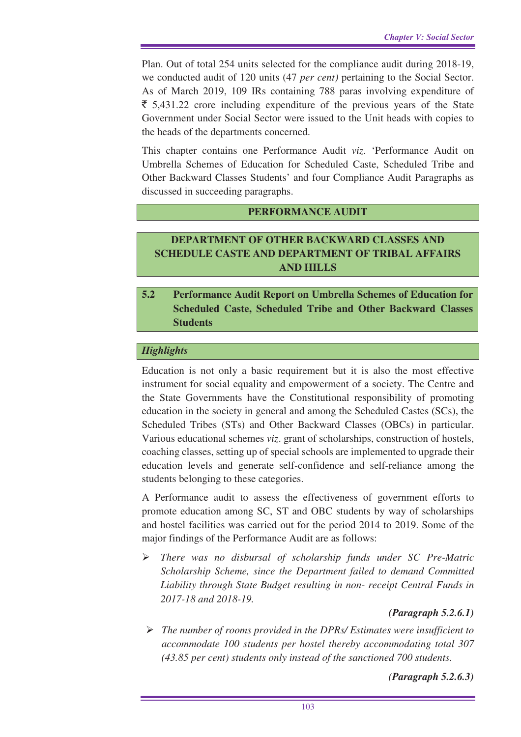Plan. Out of total 254 units selected for the compliance audit during 2018-19, we conducted audit of 120 units (47 *per cent)* pertaining to the Social Sector. As of March 2019, 109 IRs containing 788 paras involving expenditure of ₹ 5,431.22 crore including expenditure of the previous years of the State Government under Social Sector were issued to the Unit heads with copies to the heads of the departments concerned.

This chapter contains one Performance Audit *viz.* 'Performance Audit on Umbrella Schemes of Education for Scheduled Caste, Scheduled Tribe and Other Backward Classes Students' and four Compliance Audit Paragraphs as discussed in succeeding paragraphs.

## PERFORMANCE AUDIT

## DEPARTMENT OF OTHER BACKWARD CLASSES AND SCHEDULE CASTE AND DEPARTMENT OF TRIBAL AFFAIRS AND HILLS

## 5.2 Performance Audit Report on Umbrella Schemes of Education for Scheduled Caste, Scheduled Tribe and Other Backward Classes Students

### *Highlights*

Education is not only a basic requirement but it is also the most effective instrument for social equality and empowerment of a society. The Centre and the State Governments have the Constitutional responsibility of promoting education in the society in general and among the Scheduled Castes (SCs), the Scheduled Tribes (STs) and Other Backward Classes (OBCs) in particular. Various educational schemes *viz.* grant of scholarships, construction of hostels, coaching classes, setting up of special schools are implemented to upgrade their education levels and generate self-confidence and self-reliance among the students belonging to these categories.

A Performance audit to assess the effectiveness of government efforts to promote education among SC, ST and OBC students by way of scholarships and hostel facilities was carried out for the period 2014 to 2019. Some of the major findings of the Performance Audit are as follows:

- *There was no disbursal of scholarship funds under SC Pre-Matric Scholarship Scheme, since the Department failed to demand Committed Liability through State Budget resulting in non- receipt Central Funds in 2017-18 and 2018-19.*

  ***(Paragraph 5.2.6.1)***

- *The number of rooms provided in the DPRs/ Estimates were insufficient to accommodate 100 students per hostel thereby accommodating total 307 (43.85 per cent) students only instead of the sanctioned 700 students.*

  ***(Paragraph 5.2.6.3)***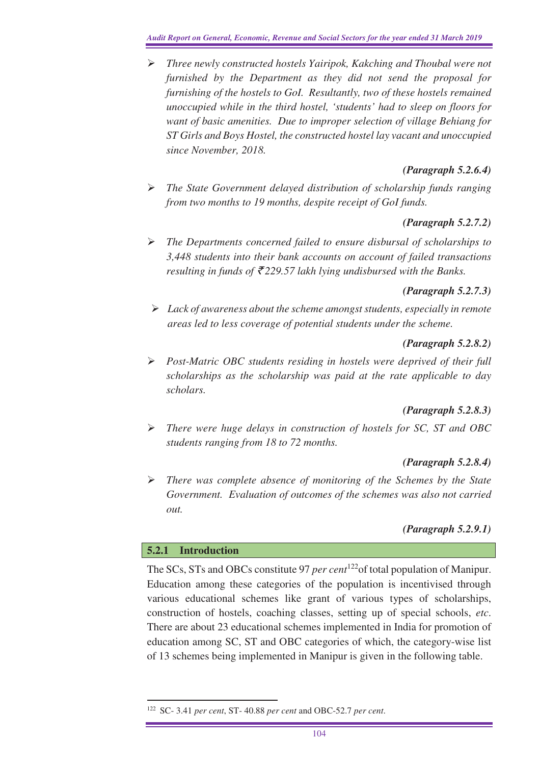- *Three newly constructed hostels Yairipok, Kakching and Thoubal were not furnished by the Department as they did not send the proposal for furnishing of the hostels to GoI. Resultantly, two of these hostels remained unoccupied while in the third hostel, 'students' had to sleep on floors for want of basic amenities. Due to improper selection of village Behiang for ST Girls and Boys Hostel, the constructed hostel lay vacant and unoccupied since November, 2018.*

**(Paragraph 5.2.6.4)**

- *The State Government delayed distribution of scholarship funds ranging from two months to 19 months, despite receipt of GoI funds.*

**(Paragraph 5.2.7.2)**

- *The Departments concerned failed to ensure disbursal of scholarships to 3,448 students into their bank accounts on account of failed transactions resulting in funds of ₹229.57 lakh lying undisbursed with the Banks.*

**(Paragraph 5.2.7.3)**

- *Lack of awareness about the scheme amongst students, especially in remote areas led to less coverage of potential students under the scheme.*

**(Paragraph 5.2.8.2)**

- *Post-Matric OBC students residing in hostels were deprived of their full scholarships as the scholarship was paid at the rate applicable to day scholars.*

**(Paragraph 5.2.8.3)**

- *There were huge delays in construction of hostels for SC, ST and OBC students ranging from 18 to 72 months.*

**(Paragraph 5.2.8.4)**

- *There was complete absence of monitoring of the Schemes by the State Government. Evaluation of outcomes of the schemes was also not carried out.*

**(Paragraph 5.2.9.1)**

### 5.2.1 Introduction

The SCs, STs and OBCs constitute 97 *per cent*[122] of total population of Manipur. Education among these categories of the population is incentivised through various educational schemes like grant of various types of scholarships, construction of hostels, coaching classes, setting up of special schools, *etc*. There are about 23 educational schemes implemented in India for promotion of education among SC, ST and OBC categories of which, the category-wise list of 13 schemes being implemented in Manipur is given in the following table.

[122] SC- 3.41 *per cent*, ST- 40.88 *per cent* and OBC-52.7 *per cent*.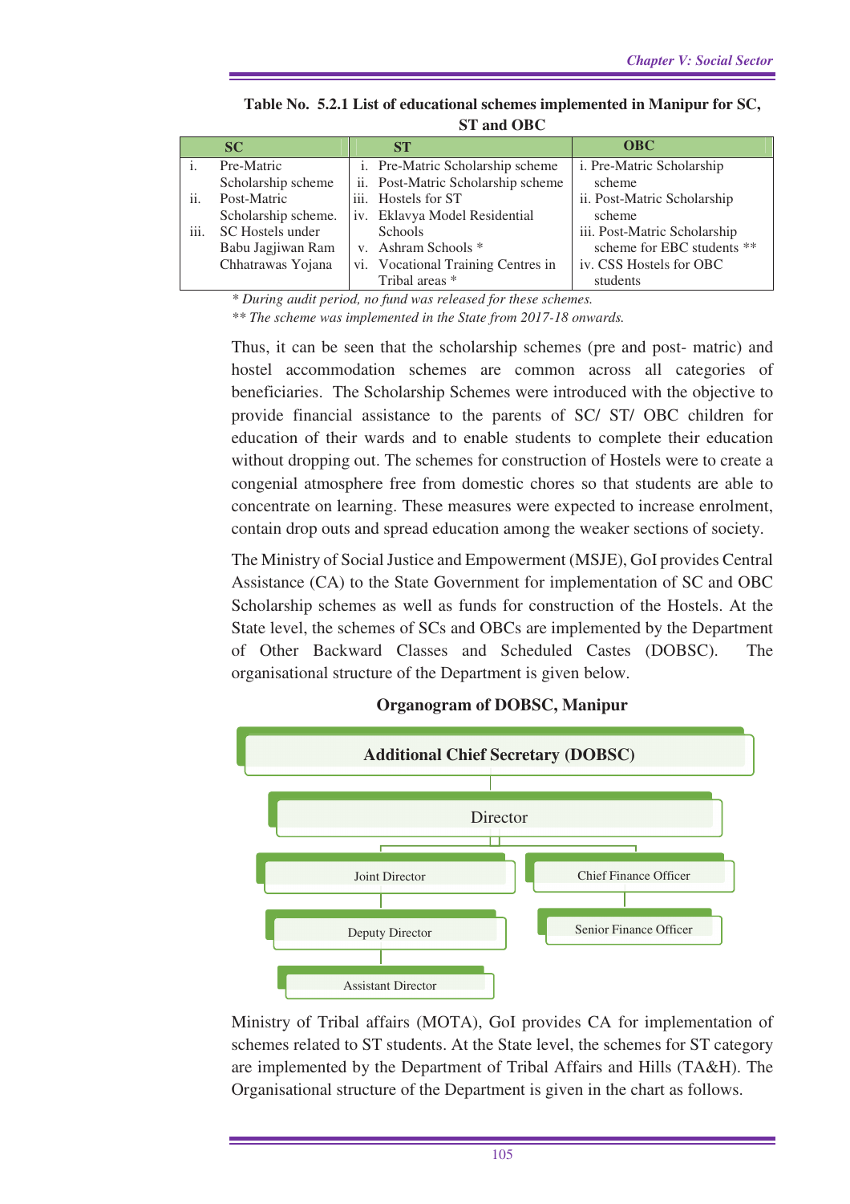**Table No. 5.2.1 List of educational schemes implemented in Manipur for SC, ST and OBC**

| SC | ST | OBC |
|---|---|---|
| i. Pre-Matric Scholarship scheme<br>ii. Post-Matric Scholarship scheme.<br>iii. SC Hostels under Babu Jagjiwan Ram Chhatrawas Yojana | i. Pre-Matric Scholarship scheme<br>ii. Post-Matric Scholarship scheme<br>iii. Hostels for ST<br>iv. Eklavya Model Residential Schools<br>v. Ashram Schools *<br>vi. Vocational Training Centres in Tribal areas * | i. Pre-Matric Scholarship scheme<br>ii. Post-Matric Scholarship scheme<br>iii. Post-Matric Scholarship scheme for EBC students **<br>iv. CSS Hostels for OBC students |

*\* During audit period, no fund was released for these schemes.*

*\*\* The scheme was implemented in the State from 2017-18 onwards.*

Thus, it can be seen that the scholarship schemes (pre and post- matric) and hostel accommodation schemes are common across all categories of beneficiaries. The Scholarship Schemes were introduced with the objective to provide financial assistance to the parents of SC/ ST/ OBC children for education of their wards and to enable students to complete their education without dropping out. The schemes for construction of Hostels were to create a congenial atmosphere free from domestic chores so that students are able to concentrate on learning. These measures were expected to increase enrolment, contain drop outs and spread education among the weaker sections of society.

The Ministry of Social Justice and Empowerment (MSJE), GoI provides Central Assistance (CA) to the State Government for implementation of SC and OBC Scholarship schemes as well as funds for construction of the Hostels. At the State level, the schemes of SCs and OBCs are implemented by the Department of Other Backward Classes and Scheduled Castes (DOBSC). The organisational structure of the Department is given below.

**Organogram of DOBSC, Manipur**

- Additional Chief Secretary (DOBSC)
  - Director
    - Joint Director
      - Deputy Director
        - Assistant Director
    - Chief Finance Officer
      - Senior Finance Officer

Ministry of Tribal affairs (MOTA), GoI provides CA for implementation of schemes related to ST students. At the State level, the schemes for ST category are implemented by the Department of Tribal Affairs and Hills (TA&H). The Organisational structure of the Department is given in the chart as follows.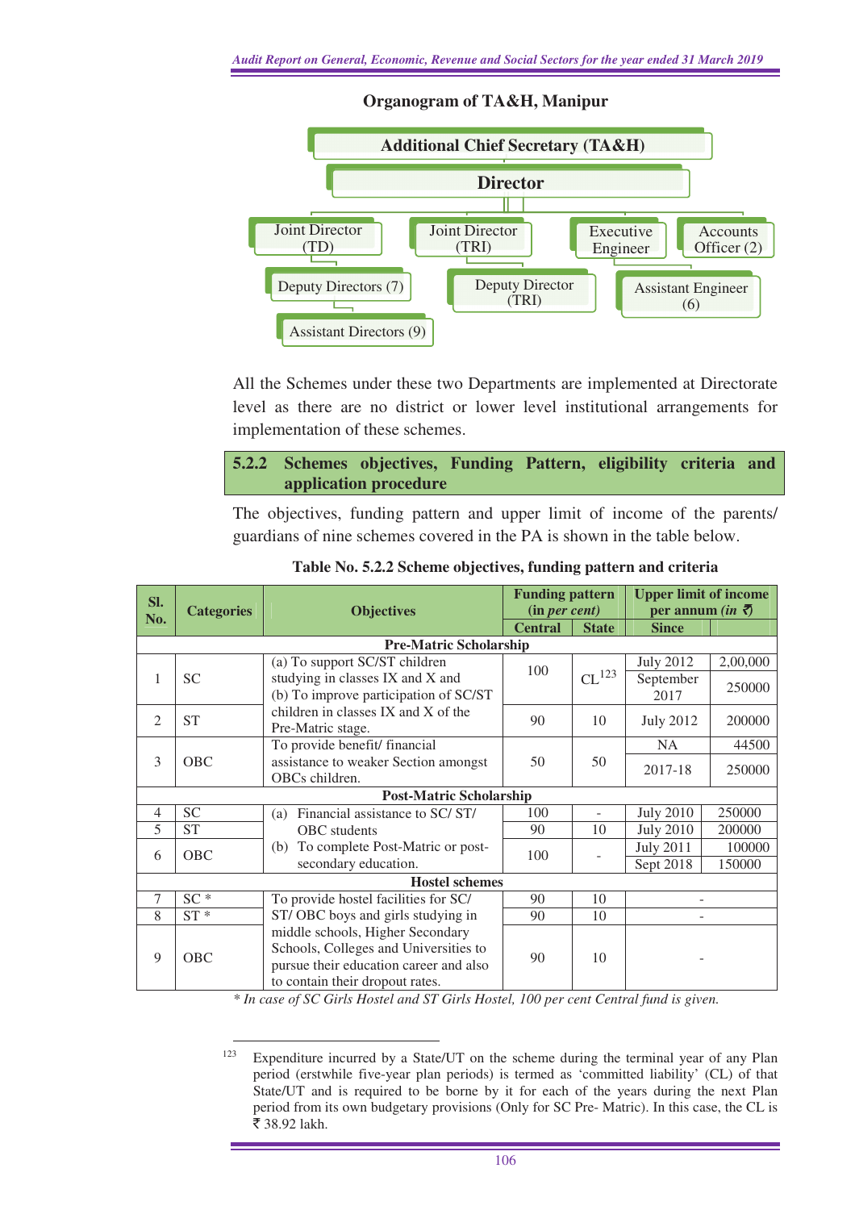**Organogram of TA&H, Manipur**

- Additional Chief Secretary (TA&H)
  - Director
    - Joint Director (TD)
      - Deputy Directors (7)
        - Assistant Directors (9)
    - Joint Director (TRI)
      - Deputy Director (TRI)
    - Executive Engineer
      - Assistant Engineer (6)
    - Accounts Officer (2)

All the Schemes under these two Departments are implemented at Directorate level as there are no district or lower level institutional arrangements for implementation of these schemes.

### 5.2.2 Schemes objectives, Funding Pattern, eligibility criteria and application procedure

The objectives, funding pattern and upper limit of income of the parents/ guardians of nine schemes covered in the PA is shown in the table below.

**Table No. 5.2.2 Scheme objectives, funding pattern and criteria**

| Sl. No. | Categories | Objectives | Funding pattern (in *per cent*) | | Upper limit of income per annum *(in ₹)* | |
|---|---|---|---|---|---|---|
| | | | Central | State | Since | |
| **Pre-Matric Scholarship** | | | | | | |
| 1 | SC | (a) To support SC/ST children studying in classes IX and X and (b) To improve participation of SC/ST children in classes IX and X of the Pre-Matric stage. | 100 | CL[123] | July 2012 | 2,00,000 |
| | | | | | September 2017 | 250000 |
| 2 | ST | | 90 | 10 | July 2012 | 200000 |
| 3 | OBC | To provide benefit/ financial assistance to weaker Section amongst OBCs children. | 50 | 50 | NA | 44500 |
| | | | | | 2017-18 | 250000 |
| **Post-Matric Scholarship** | | | | | | |
| 4 | SC | (a) Financial assistance to SC/ ST/ OBC students (b) To complete Post-Matric or post-secondary education. | 100 | - | July 2010 | 250000 |
| 5 | ST | | 90 | 10 | July 2010 | 200000 |
| 6 | OBC | | 100 | - | July 2011 | 100000 |
| | | | | | Sept 2018 | 150000 |
| **Hostel schemes** | | | | | | |
| 7 | SC * | To provide hostel facilities for SC/ ST/ OBC boys and girls studying in middle schools, Higher Secondary Schools, Colleges and Universities to pursue their education career and also to contain their dropout rates. | 90 | 10 | - | |
| 8 | ST * | | 90 | 10 | - | |
| 9 | OBC | | 90 | 10 | - | |

*\* In case of SC Girls Hostel and ST Girls Hostel, 100 per cent Central fund is given.*

[123] Expenditure incurred by a State/UT on the scheme during the terminal year of any Plan period (erstwhile five-year plan periods) is termed as 'committed liability' (CL) of that State/UT and is required to be borne by it for each of the years during the next Plan period from its own budgetary provisions (Only for SC Pre- Matric). In this case, the CL is ₹ 38.92 lakh.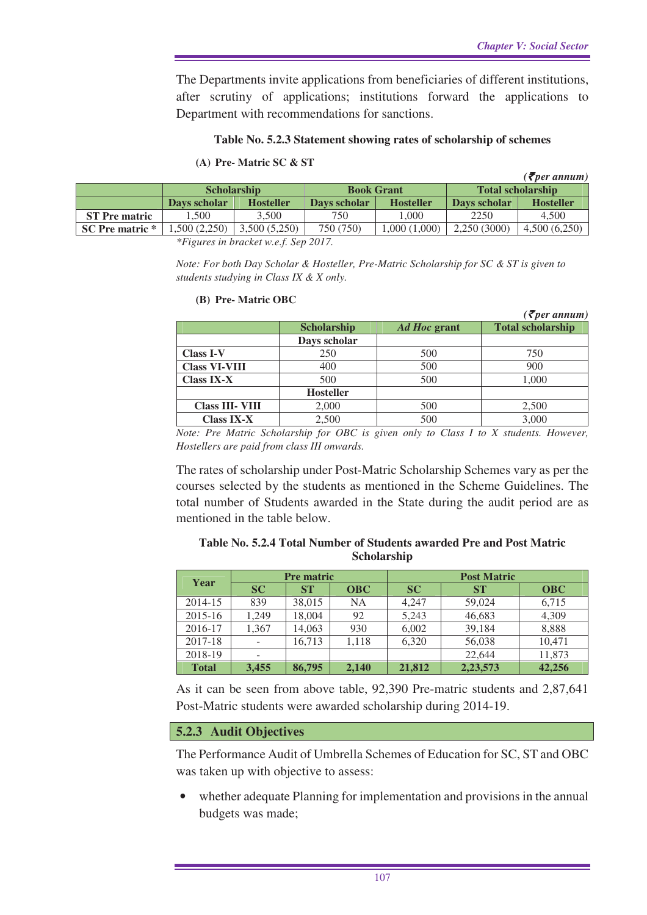The Departments invite applications from beneficiaries of different institutions, after scrutiny of applications; institutions forward the applications to Department with recommendations for sanctions.

**Table No. 5.2.3 Statement showing rates of scholarship of schemes**

**(A) Pre- Matric SC & ST**

*(₹per annum)*

| | Scholarship | | Book Grant | | Total scholarship | |
|---|---|---|---|---|---|---|
| | Days scholar | Hosteller | Days scholar | Hosteller | Days scholar | Hosteller |
| ST Pre matric | 1,500 | 3,500 | 750 | 1,000 | 2250 | 4,500 |
| SC Pre matric * | 1,500 (2,250) | 3,500 (5,250) | 750 (750) | 1,000 (1,000) | 2,250 (3000) | 4,500 (6,250) |

*\*Figures in bracket w.e.f. Sep 2017.*

*Note: For both Day Scholar & Hosteller, Pre-Matric Scholarship for SC & ST is given to students studying in Class IX & X only.*

**(B) Pre- Matric OBC**

*(₹per annum)*

| | Scholarship | *Ad Hoc* grant | Total scholarship |
|---|---|---|---|
| | Days scholar | | |
| Class I-V | 250 | 500 | 750 |
| Class VI-VIII | 400 | 500 | 900 |
| Class IX-X | 500 | 500 | 1,000 |
| | Hosteller | | |
| Class III- VIII | 2,000 | 500 | 2,500 |
| Class IX-X | 2,500 | 500 | 3,000 |

*Note: Pre Matric Scholarship for OBC is given only to Class I to X students. However, Hostellers are paid from class III onwards.*

The rates of scholarship under Post-Matric Scholarship Schemes vary as per the courses selected by the students as mentioned in the Scheme Guidelines. The total number of Students awarded in the State during the audit period are as mentioned in the table below.

**Table No. 5.2.4 Total Number of Students awarded Pre and Post Matric Scholarship**

| Year | Pre matric | | | Post Matric | | |
|---|---|---|---|---|---|---|
| | SC | ST | OBC | SC | ST | OBC |
| 2014-15 | 839 | 38,015 | NA | 4,247 | 59,024 | 6,715 |
| 2015-16 | 1,249 | 18,004 | 92 | 5,243 | 46,683 | 4,309 |
| 2016-17 | 1,367 | 14,063 | 930 | 6,002 | 39,184 | 8,888 |
| 2017-18 | - | 16,713 | 1,118 | 6,320 | 56,038 | 10,471 |
| 2018-19 | - | | | | 22,644 | 11,873 |
| **Total** | **3,455** | **86,795** | **2,140** | **21,812** | **2,23,573** | **42,256** |

As it can be seen from above table, 92,390 Pre-matric students and 2,87,641 Post-Matric students were awarded scholarship during 2014-19.

## 5.2.3 Audit Objectives

The Performance Audit of Umbrella Schemes of Education for SC, ST and OBC was taken up with objective to assess:

- whether adequate Planning for implementation and provisions in the annual budgets was made;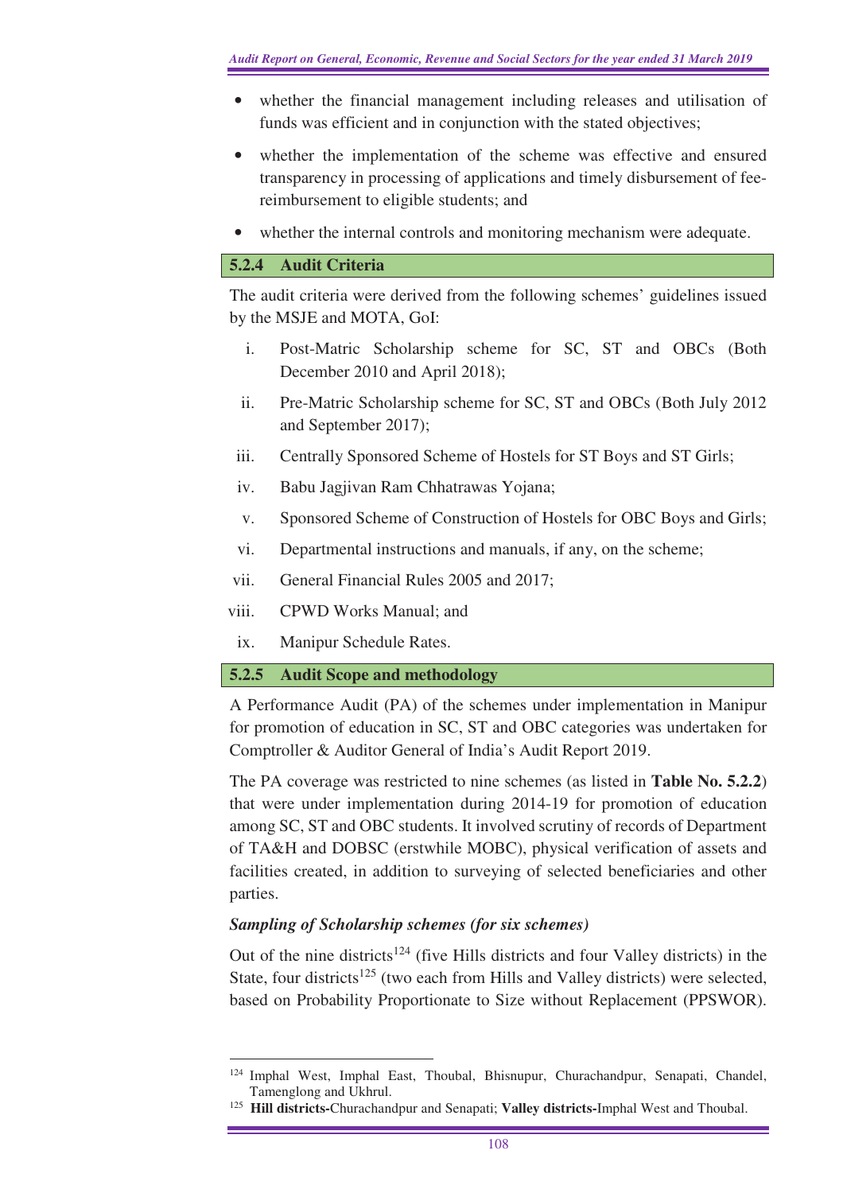- whether the financial management including releases and utilisation of funds was efficient and in conjunction with the stated objectives;
- whether the implementation of the scheme was effective and ensured transparency in processing of applications and timely disbursement of fee-reimbursement to eligible students; and
- whether the internal controls and monitoring mechanism were adequate.

### 5.2.4 Audit Criteria

The audit criteria were derived from the following schemes' guidelines issued by the MSJE and MOTA, GoI:

i. Post-Matric Scholarship scheme for SC, ST and OBCs (Both December 2010 and April 2018);

ii. Pre-Matric Scholarship scheme for SC, ST and OBCs (Both July 2012 and September 2017);

iii. Centrally Sponsored Scheme of Hostels for ST Boys and ST Girls;

iv. Babu Jagjivan Ram Chhatrawas Yojana;

v. Sponsored Scheme of Construction of Hostels for OBC Boys and Girls;

vi. Departmental instructions and manuals, if any, on the scheme;

vii. General Financial Rules 2005 and 2017;

viii. CPWD Works Manual; and

ix. Manipur Schedule Rates.

### 5.2.5 Audit Scope and methodology

A Performance Audit (PA) of the schemes under implementation in Manipur for promotion of education in SC, ST and OBC categories was undertaken for Comptroller & Auditor General of India's Audit Report 2019.

The PA coverage was restricted to nine schemes (as listed in **Table No. 5.2.2**) that were under implementation during 2014-19 for promotion of education among SC, ST and OBC students. It involved scrutiny of records of Department of TA&H and DOBSC (erstwhile MOBC), physical verification of assets and facilities created, in addition to surveying of selected beneficiaries and other parties.

***Sampling of Scholarship schemes (for six schemes)***

Out of the nine districts[124] (five Hills districts and four Valley districts) in the State, four districts[125] (two each from Hills and Valley districts) were selected, based on Probability Proportionate to Size without Replacement (PPSWOR).

---

[124] Imphal West, Imphal East, Thoubal, Bhisnupur, Churachandpur, Senapati, Chandel, Tamenglong and Ukhrul.

[125] **Hill districts-**Churachandpur and Senapati; **Valley districts-**Imphal West and Thoubal.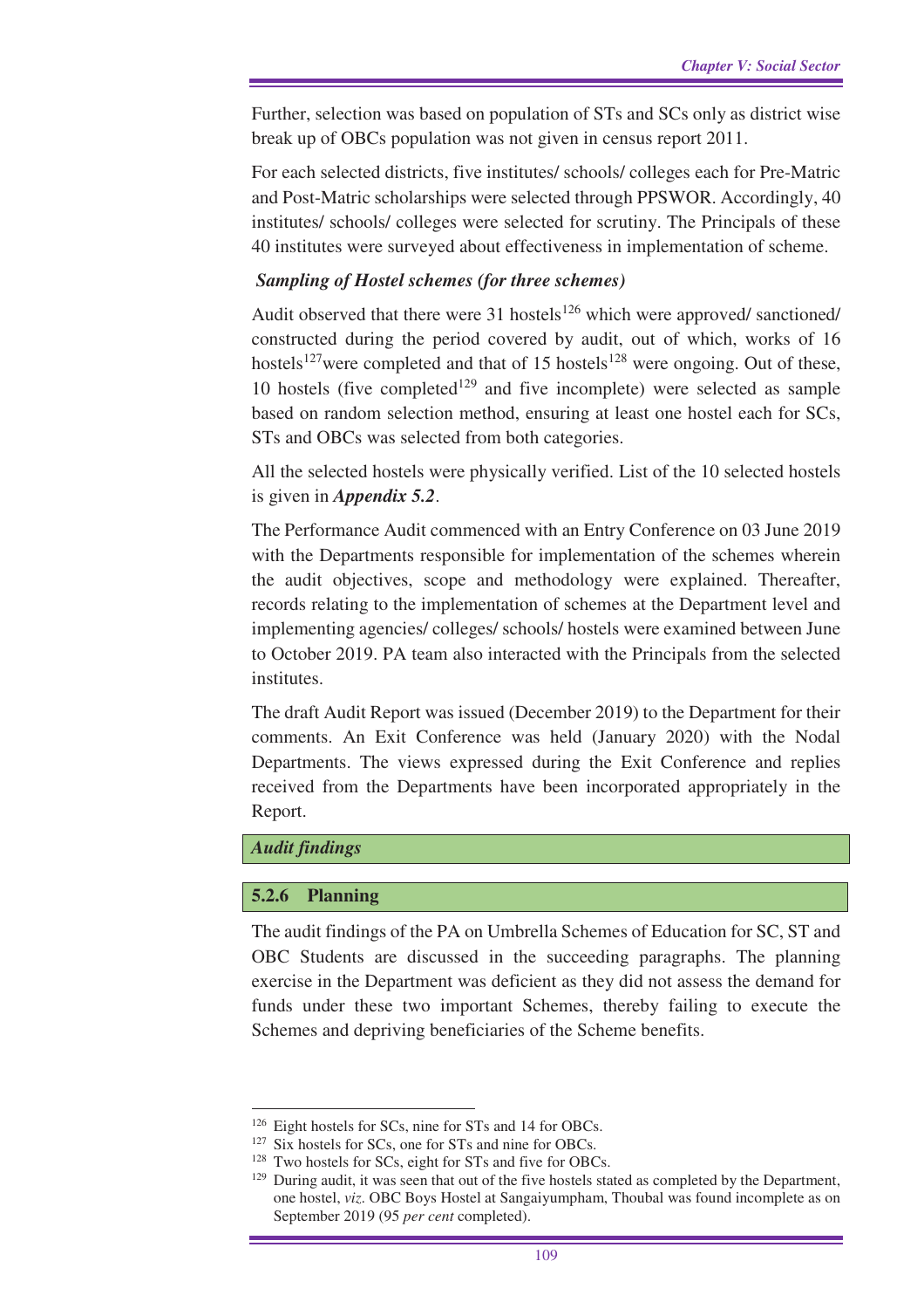Further, selection was based on population of STs and SCs only as district wise break up of OBCs population was not given in census report 2011.

For each selected districts, five institutes/ schools/ colleges each for Pre-Matric and Post-Matric scholarships were selected through PPSWOR. Accordingly, 40 institutes/ schools/ colleges were selected for scrutiny. The Principals of these 40 institutes were surveyed about effectiveness in implementation of scheme.

***Sampling of Hostel schemes (for three schemes)***

Audit observed that there were 31 hostels[126] which were approved/ sanctioned/ constructed during the period covered by audit, out of which, works of 16 hostels[127] were completed and that of 15 hostels[128] were ongoing. Out of these, 10 hostels (five completed[129] and five incomplete) were selected as sample based on random selection method, ensuring at least one hostel each for SCs, STs and OBCs was selected from both categories.

All the selected hostels were physically verified. List of the 10 selected hostels is given in ***Appendix 5.2***.

The Performance Audit commenced with an Entry Conference on 03 June 2019 with the Departments responsible for implementation of the schemes wherein the audit objectives, scope and methodology were explained. Thereafter, records relating to the implementation of schemes at the Department level and implementing agencies/ colleges/ schools/ hostels were examined between June to October 2019. PA team also interacted with the Principals from the selected institutes.

The draft Audit Report was issued (December 2019) to the Department for their comments. An Exit Conference was held (January 2020) with the Nodal Departments. The views expressed during the Exit Conference and replies received from the Departments have been incorporated appropriately in the Report.

***Audit findings***

### 5.2.6 Planning

The audit findings of the PA on Umbrella Schemes of Education for SC, ST and OBC Students are discussed in the succeeding paragraphs. The planning exercise in the Department was deficient as they did not assess the demand for funds under these two important Schemes, thereby failing to execute the Schemes and depriving beneficiaries of the Scheme benefits.

---

[126] Eight hostels for SCs, nine for STs and 14 for OBCs.

[127] Six hostels for SCs, one for STs and nine for OBCs.

[128] Two hostels for SCs, eight for STs and five for OBCs.

[129] During audit, it was seen that out of the five hostels stated as completed by the Department, one hostel, *viz.* OBC Boys Hostel at Sangaiyumpham, Thoubal was found incomplete as on September 2019 (95 *per cent* completed).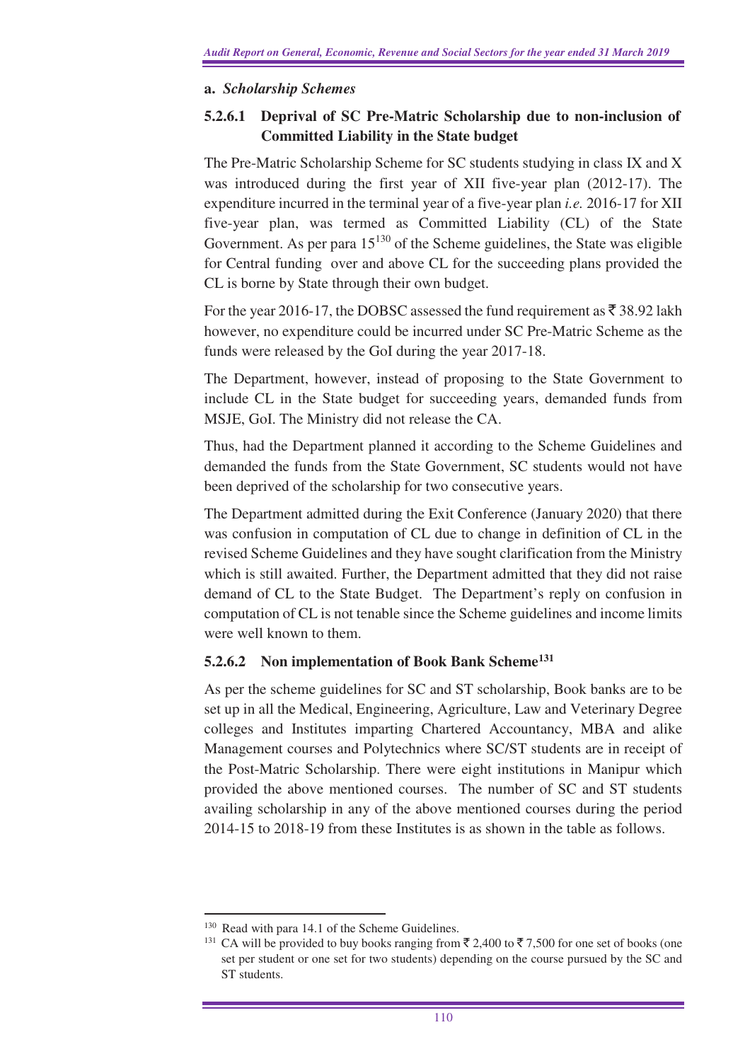**a.** ***Scholarship Schemes***

### 5.2.6.1 Deprival of SC Pre-Matric Scholarship due to non-inclusion of Committed Liability in the State budget

The Pre-Matric Scholarship Scheme for SC students studying in class IX and X was introduced during the first year of XII five-year plan (2012-17). The expenditure incurred in the terminal year of a five-year plan *i.e.* 2016-17 for XII five-year plan, was termed as Committed Liability (CL) of the State Government. As per para 15[130] of the Scheme guidelines, the State was eligible for Central funding over and above CL for the succeeding plans provided the CL is borne by State through their own budget.

For the year 2016-17, the DOBSC assessed the fund requirement as ₹ 38.92 lakh however, no expenditure could be incurred under SC Pre-Matric Scheme as the funds were released by the GoI during the year 2017-18.

The Department, however, instead of proposing to the State Government to include CL in the State budget for succeeding years, demanded funds from MSJE, GoI. The Ministry did not release the CA.

Thus, had the Department planned it according to the Scheme Guidelines and demanded the funds from the State Government, SC students would not have been deprived of the scholarship for two consecutive years.

The Department admitted during the Exit Conference (January 2020) that there was confusion in computation of CL due to change in definition of CL in the revised Scheme Guidelines and they have sought clarification from the Ministry which is still awaited. Further, the Department admitted that they did not raise demand of CL to the State Budget. The Department's reply on confusion in computation of CL is not tenable since the Scheme guidelines and income limits were well known to them.

### 5.2.6.2 Non implementation of Book Bank Scheme[131]

As per the scheme guidelines for SC and ST scholarship, Book banks are to be set up in all the Medical, Engineering, Agriculture, Law and Veterinary Degree colleges and Institutes imparting Chartered Accountancy, MBA and alike Management courses and Polytechnics where SC/ST students are in receipt of the Post-Matric Scholarship. There were eight institutions in Manipur which provided the above mentioned courses. The number of SC and ST students availing scholarship in any of the above mentioned courses during the period 2014-15 to 2018-19 from these Institutes is as shown in the table as follows.

---

[130] Read with para 14.1 of the Scheme Guidelines.

[131] CA will be provided to buy books ranging from ₹ 2,400 to ₹ 7,500 for one set of books (one set per student or one set for two students) depending on the course pursued by the SC and ST students.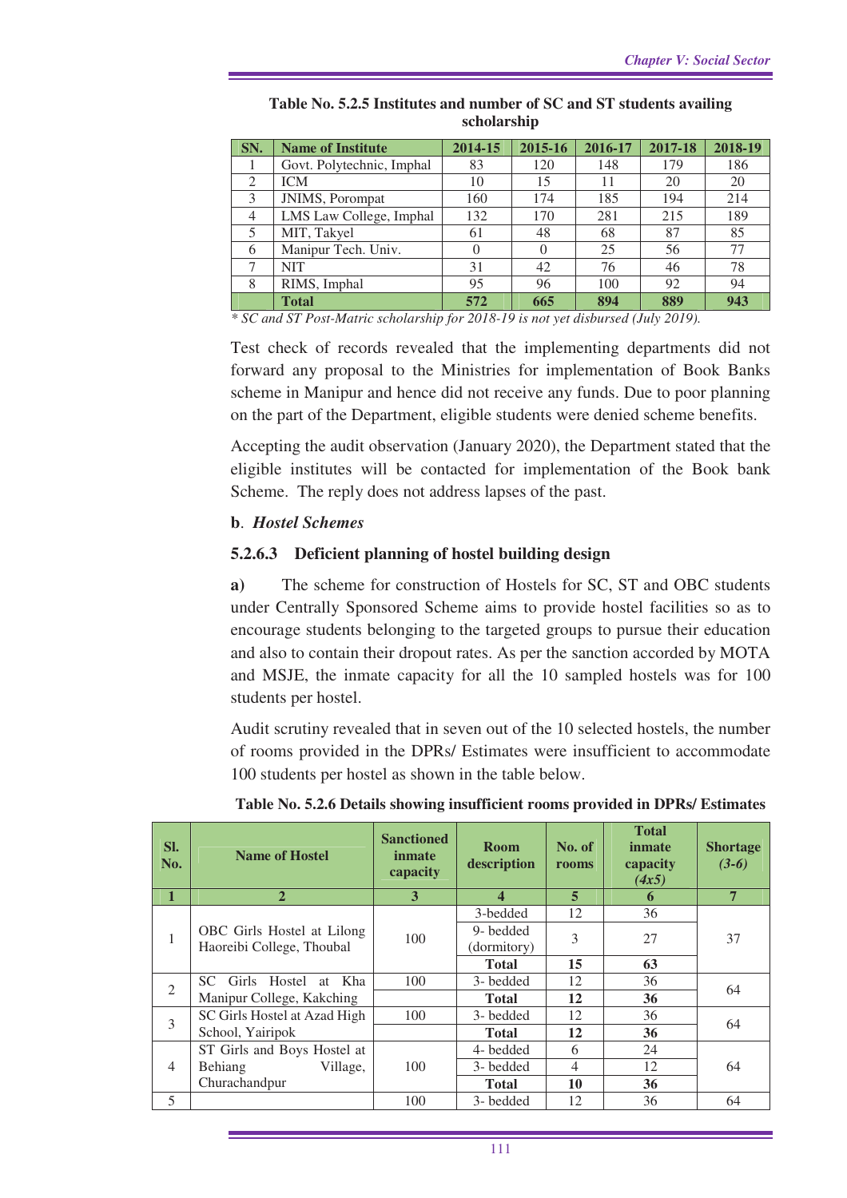**Table No. 5.2.5 Institutes and number of SC and ST students availing scholarship**

| SN. | Name of Institute | 2014-15 | 2015-16 | 2016-17 | 2017-18 | 2018-19 |
|---|---|---|---|---|---|---|
| 1 | Govt. Polytechnic, Imphal | 83 | 120 | 148 | 179 | 186 |
| 2 | ICM | 10 | 15 | 11 | 20 | 20 |
| 3 | JNIMS, Porompat | 160 | 174 | 185 | 194 | 214 |
| 4 | LMS Law College, Imphal | 132 | 170 | 281 | 215 | 189 |
| 5 | MIT, Takyel | 61 | 48 | 68 | 87 | 85 |
| 6 | Manipur Tech. Univ. | 0 | 0 | 25 | 56 | 77 |
| 7 | NIT | 31 | 42 | 76 | 46 | 78 |
| 8 | RIMS, Imphal | 95 | 96 | 100 | 92 | 94 |
| | **Total** | **572** | **665** | **894** | **889** | **943** |

*\* SC and ST Post-Matric scholarship for 2018-19 is not yet disbursed (July 2019).*

Test check of records revealed that the implementing departments did not forward any proposal to the Ministries for implementation of Book Banks scheme in Manipur and hence did not receive any funds. Due to poor planning on the part of the Department, eligible students were denied scheme benefits.

Accepting the audit observation (January 2020), the Department stated that the eligible institutes will be contacted for implementation of the Book bank Scheme. The reply does not address lapses of the past.

**b**. ***Hostel Schemes***

### 5.2.6.3 Deficient planning of hostel building design

**a)** The scheme for construction of Hostels for SC, ST and OBC students under Centrally Sponsored Scheme aims to provide hostel facilities so as to encourage students belonging to the targeted groups to pursue their education and also to contain their dropout rates. As per the sanction accorded by MOTA and MSJE, the inmate capacity for all the 10 sampled hostels was for 100 students per hostel.

Audit scrutiny revealed that in seven out of the 10 selected hostels, the number of rooms provided in the DPRs/ Estimates were insufficient to accommodate 100 students per hostel as shown in the table below.

**Table No. 5.2.6 Details showing insufficient rooms provided in DPRs/ Estimates**

| Sl. No. | Name of Hostel | Sanctioned inmate capacity | Room description | No. of rooms | Total inmate capacity *(4x5)* | Shortage *(3-6)* |
|---|---|---|---|---|---|---|
| **1** | **2** | **3** | **4** | **5** | **6** | **7** |
| 1 | OBC Girls Hostel at Lilong Haoreibi College, Thoubal | 100 | 3-bedded | 12 | 36 | 37 |
| | | | 9- bedded (dormitory) | 3 | 27 | |
| | | | **Total** | **15** | **63** | |
| 2 | SC Girls Hostel at Kha Manipur College, Kakching | 100 | 3- bedded | 12 | 36 | 64 |
| | | | **Total** | **12** | **36** | |
| 3 | SC Girls Hostel at Azad High School, Yairipok | 100 | 3- bedded | 12 | 36 | 64 |
| | | | **Total** | **12** | **36** | |
| 4 | ST Girls and Boys Hostel at Behiang Village, Churachandpur | 100 | 4- bedded | 6 | 24 | 64 |
| | | | 3- bedded | 4 | 12 | |
| | | | **Total** | **10** | **36** | |
| 5 | | 100 | 3- bedded | 12 | 36 | 64 |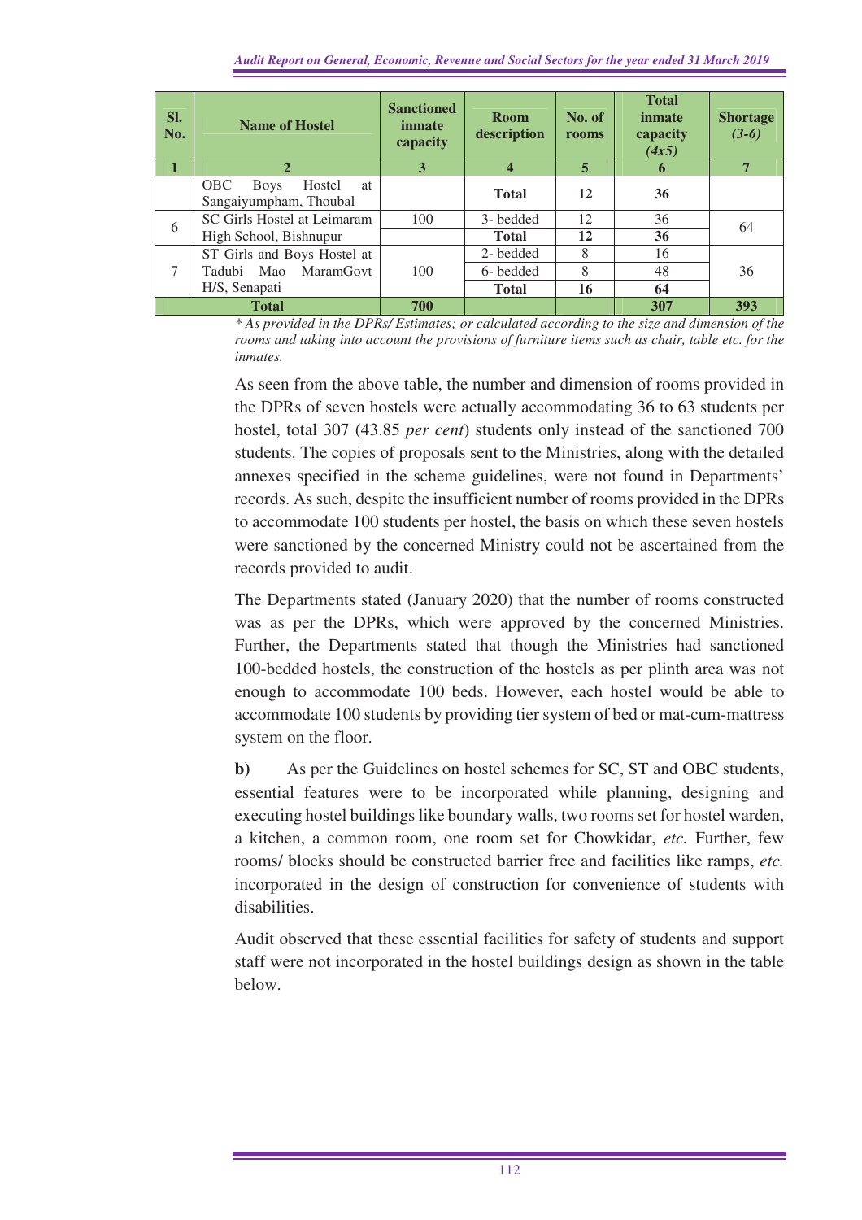| Sl. No. | Name of Hostel | Sanctioned inmate capacity | Room description | No. of rooms | Total inmate capacity *(4x5)* | Shortage *(3-6)* |
|---|---|---|---|---|---|---|
| **1** | **2** | **3** | **4** | **5** | **6** | **7** |
| | OBC Boys Hostel at Sangaiyumpham, Thoubal | | **Total** | **12** | **36** | |
| 6 | SC Girls Hostel at Leimaram High School, Bishnupur | 100 | 3- bedded | 12 | 36 | 64 |
| | | | **Total** | **12** | **36** | |
| 7 | ST Girls and Boys Hostel at Tadubi Mao MaramGovt H/S, Senapati | 100 | 2- bedded | 8 | 16 | 36 |
| | | | 6- bedded | 8 | 48 | |
| | | | **Total** | **16** | **64** | |
| **Total** | | **700** | | | **307** | **393** |

*\* As provided in the DPRs/ Estimates; or calculated according to the size and dimension of the rooms and taking into account the provisions of furniture items such as chair, table etc. for the inmates.*

As seen from the above table, the number and dimension of rooms provided in the DPRs of seven hostels were actually accommodating 36 to 63 students per hostel, total 307 (43.85 *per cent*) students only instead of the sanctioned 700 students. The copies of proposals sent to the Ministries, along with the detailed annexes specified in the scheme guidelines, were not found in Departments' records. As such, despite the insufficient number of rooms provided in the DPRs to accommodate 100 students per hostel, the basis on which these seven hostels were sanctioned by the concerned Ministry could not be ascertained from the records provided to audit.

The Departments stated (January 2020) that the number of rooms constructed was as per the DPRs, which were approved by the concerned Ministries. Further, the Departments stated that though the Ministries had sanctioned 100-bedded hostels, the construction of the hostels as per plinth area was not enough to accommodate 100 beds. However, each hostel would be able to accommodate 100 students by providing tier system of bed or mat-cum-mattress system on the floor.

**b)** As per the Guidelines on hostel schemes for SC, ST and OBC students, essential features were to be incorporated while planning, designing and executing hostel buildings like boundary walls, two rooms set for hostel warden, a kitchen, a common room, one room set for Chowkidar, *etc.* Further, few rooms/ blocks should be constructed barrier free and facilities like ramps, *etc.* incorporated in the design of construction for convenience of students with disabilities.

Audit observed that these essential facilities for safety of students and support staff were not incorporated in the hostel buildings design as shown in the table below.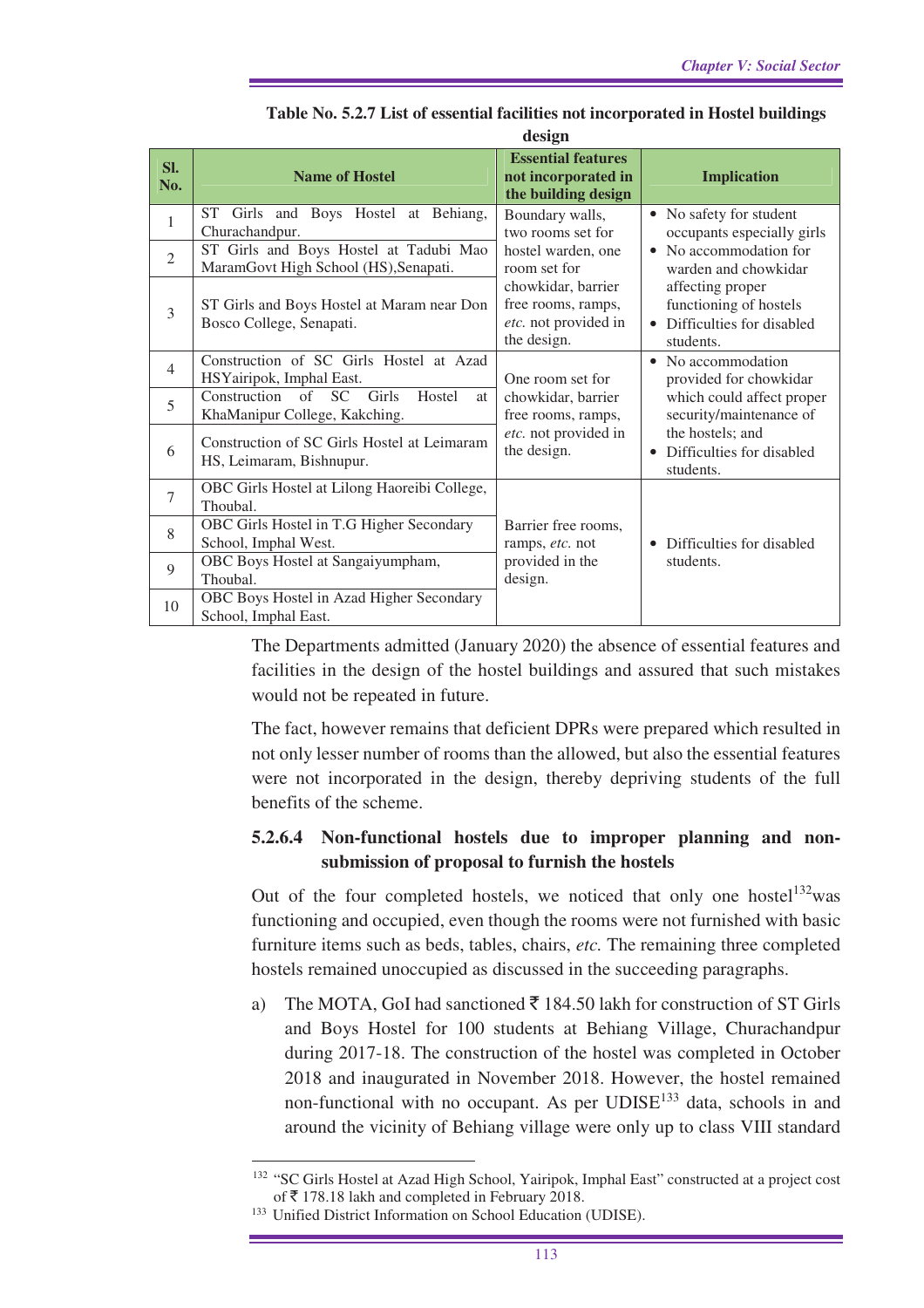**Table No. 5.2.7 List of essential facilities not incorporated in Hostel buildings design**

| Sl. No. | Name of Hostel | Essential features not incorporated in the building design | Implication |
|---|---|---|---|
| 1 | ST Girls and Boys Hostel at Behiang, Churachandpur. | Boundary walls, two rooms set for hostel warden, one room set for chowkidar, barrier free rooms, ramps, *etc.* not provided in the design. | • No safety for student occupants especially girls<br>• No accommodation for warden and chowkidar affecting proper functioning of hostels<br>• Difficulties for disabled students. |
| 2 | ST Girls and Boys Hostel at Tadubi Mao MaramGovt High School (HS),Senapati. | | |
| 3 | ST Girls and Boys Hostel at Maram near Don Bosco College, Senapati. | | |
| 4 | Construction of SC Girls Hostel at Azad HSYairipok, Imphal East. | One room set for chowkidar, barrier free rooms, ramps, *etc.* not provided in the design. | • No accommodation provided for chowkidar which could affect proper security/maintenance of the hostels; and<br>• Difficulties for disabled students. |
| 5 | Construction of SC Girls Hostel at KhaManipur College, Kakching. | | |
| 6 | Construction of SC Girls Hostel at Leimaram HS, Leimaram, Bishnupur. | | |
| 7 | OBC Girls Hostel at Lilong Haoreibi College, Thoubal. | Barrier free rooms, ramps, *etc.* not provided in the design. | • Difficulties for disabled students. |
| 8 | OBC Girls Hostel in T.G Higher Secondary School, Imphal West. | | |
| 9 | OBC Boys Hostel at Sangaiyumpham, Thoubal. | | |
| 10 | OBC Boys Hostel in Azad Higher Secondary School, Imphal East. | | |

The Departments admitted (January 2020) the absence of essential features and facilities in the design of the hostel buildings and assured that such mistakes would not be repeated in future.

The fact, however remains that deficient DPRs were prepared which resulted in not only lesser number of rooms than the allowed, but also the essential features were not incorporated in the design, thereby depriving students of the full benefits of the scheme.

#### 5.2.6.4 Non-functional hostels due to improper planning and non-submission of proposal to furnish the hostels

Out of the four completed hostels, we noticed that only one hostel[132]was functioning and occupied, even though the rooms were not furnished with basic furniture items such as beds, tables, chairs, *etc.* The remaining three completed hostels remained unoccupied as discussed in the succeeding paragraphs.

a) The MOTA, GoI had sanctioned ₹ 184.50 lakh for construction of ST Girls and Boys Hostel for 100 students at Behiang Village, Churachandpur during 2017-18. The construction of the hostel was completed in October 2018 and inaugurated in November 2018. However, the hostel remained non-functional with no occupant. As per UDISE[133] data, schools in and around the vicinity of Behiang village were only up to class VIII standard

---

[132] "SC Girls Hostel at Azad High School, Yairipok, Imphal East" constructed at a project cost of ₹ 178.18 lakh and completed in February 2018.

[133] Unified District Information on School Education (UDISE).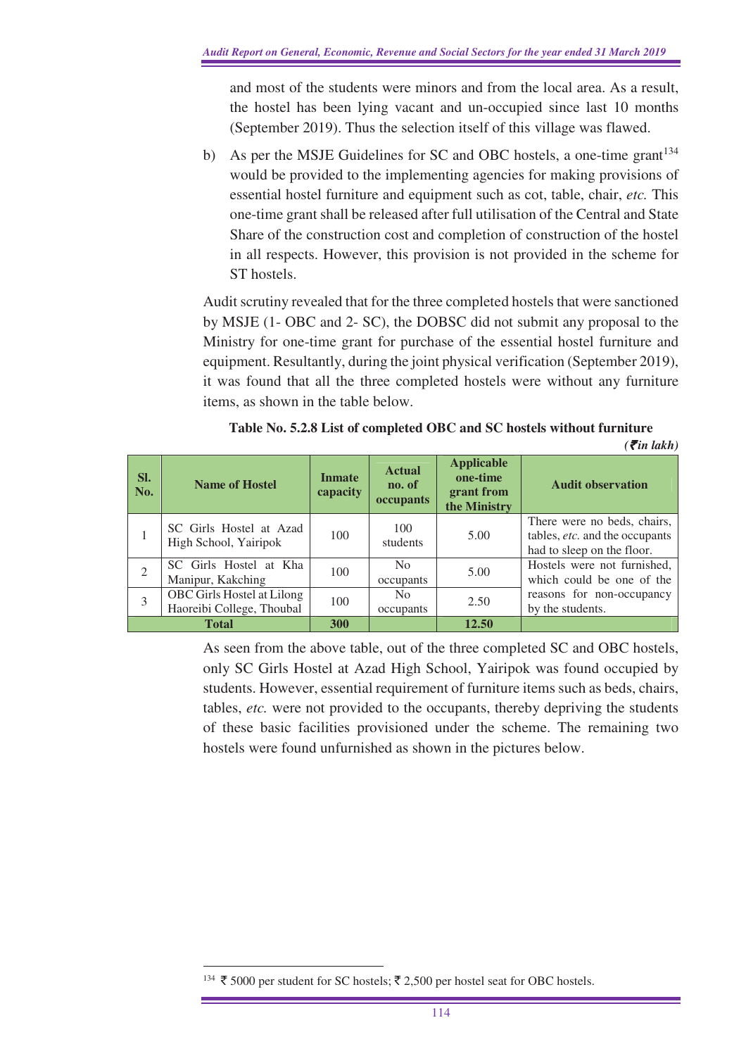and most of the students were minors and from the local area. As a result, the hostel has been lying vacant and un-occupied since last 10 months (September 2019). Thus the selection itself of this village was flawed.

b) As per the MSJE Guidelines for SC and OBC hostels, a one-time grant[134] would be provided to the implementing agencies for making provisions of essential hostel furniture and equipment such as cot, table, chair, *etc.* This one-time grant shall be released after full utilisation of the Central and State Share of the construction cost and completion of construction of the hostel in all respects. However, this provision is not provided in the scheme for ST hostels.

Audit scrutiny revealed that for the three completed hostels that were sanctioned by MSJE (1- OBC and 2- SC), the DOBSC did not submit any proposal to the Ministry for one-time grant for purchase of the essential hostel furniture and equipment. Resultantly, during the joint physical verification (September 2019), it was found that all the three completed hostels were without any furniture items, as shown in the table below.

**Table No. 5.2.8 List of completed OBC and SC hostels without furniture**

*(₹in lakh)*

| Sl. No. | Name of Hostel | Inmate capacity | Actual no. of occupants | Applicable one-time grant from the Ministry | Audit observation |
|---|---|---|---|---|---|
| 1 | SC Girls Hostel at Azad High School, Yairipok | 100 | 100 students | 5.00 | There were no beds, chairs, tables, *etc.* and the occupants had to sleep on the floor. |
| 2 | SC Girls Hostel at Kha Manipur, Kakching | 100 | No occupants | 5.00 | Hostels were not furnished, which could be one of the reasons for non-occupancy by the students. |
| 3 | OBC Girls Hostel at Lilong Haoreibi College, Thoubal | 100 | No occupants | 2.50 | |
| **Total** | | **300** | | **12.50** | |

As seen from the above table, out of the three completed SC and OBC hostels, only SC Girls Hostel at Azad High School, Yairipok was found occupied by students. However, essential requirement of furniture items such as beds, chairs, tables, *etc.* were not provided to the occupants, thereby depriving the students of these basic facilities provisioned under the scheme. The remaining two hostels were found unfurnished as shown in the pictures below.

---

[134] ₹ 5000 per student for SC hostels; ₹ 2,500 per hostel seat for OBC hostels.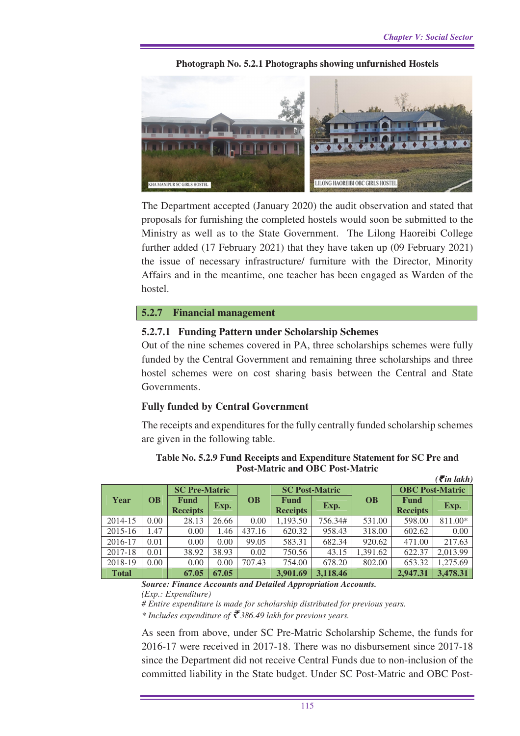**Photograph No. 5.2.1 Photographs showing unfurnished Hostels**

The Department accepted (January 2020) the audit observation and stated that proposals for furnishing the completed hostels would soon be submitted to the Ministry as well as to the State Government. The Lilong Haoreibi College further added (17 February 2021) that they have taken up (09 February 2021) the issue of necessary infrastructure/ furniture with the Director, Minority Affairs and in the meantime, one teacher has been engaged as Warden of the hostel.

## 5.2.7 Financial management

### 5.2.7.1 Funding Pattern under Scholarship Schemes

Out of the nine schemes covered in PA, three scholarships schemes were fully funded by the Central Government and remaining three scholarships and three hostel schemes were on cost sharing basis between the Central and State Governments.

**Fully funded by Central Government**

The receipts and expenditures for the fully centrally funded scholarship schemes are given in the following table.

**Table No. 5.2.9 Fund Receipts and Expenditure Statement for SC Pre and Post-Matric and OBC Post-Matric**

*(₹ in lakh)*

| Year | OB | SC Pre-Matric | | OB | SC Post-Matric | | OB | OBC Post-Matric | |
|---|---|---|---|---|---|---|---|---|---|
| | | Fund Receipts | Exp. | | Fund Receipts | Exp. | | Fund Receipts | Exp. |
| 2014-15 | 0.00 | 28.13 | 26.66 | 0.00 | 1,193.50 | 756.34# | 531.00 | 598.00 | 811.00* |
| 2015-16 | 1.47 | 0.00 | 1.46 | 437.16 | 620.32 | 958.43 | 318.00 | 602.62 | 0.00 |
| 2016-17 | 0.01 | 0.00 | 0.00 | 99.05 | 583.31 | 682.34 | 920.62 | 471.00 | 217.63 |
| 2017-18 | 0.01 | 38.92 | 38.93 | 0.02 | 750.56 | 43.15 | 1,391.62 | 622.37 | 2,013.99 |
| 2018-19 | 0.00 | 0.00 | 0.00 | 707.43 | 754.00 | 678.20 | 802.00 | 653.32 | 1,275.69 |
| **Total** | | **67.05** | **67.05** | | **3,901.69** | **3,118.46** | | **2,947.31** | **3,478.31** |

***Source: Finance Accounts and Detailed Appropriation Accounts.***
*(Exp.: Expenditure)*
*# Entire expenditure is made for scholarship distributed for previous years.*
*\* Includes expenditure of ₹ 386.49 lakh for previous years.*

As seen from above, under SC Pre-Matric Scholarship Scheme, the funds for 2016-17 were received in 2017-18. There was no disbursement since 2017-18 since the Department did not receive Central Funds due to non-inclusion of the committed liability in the State budget. Under SC Post-Matric and OBC Post-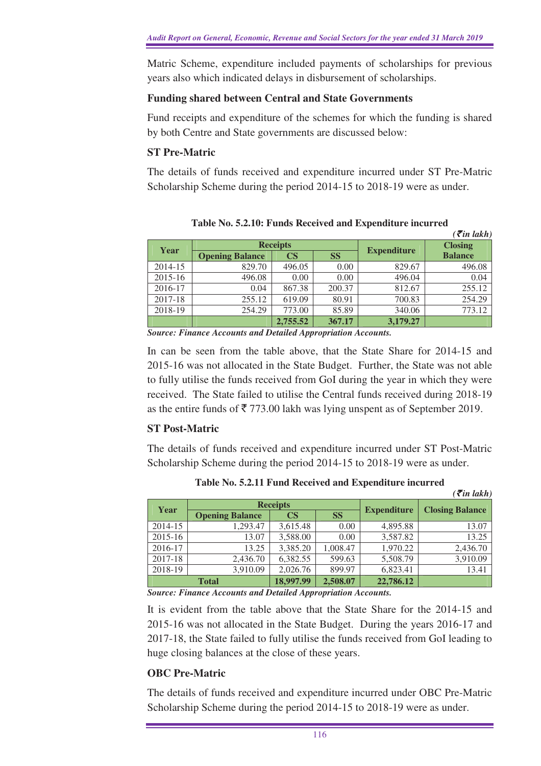Matric Scheme, expenditure included payments of scholarships for previous years also which indicated delays in disbursement of scholarships.

**Funding shared between Central and State Governments**

Fund receipts and expenditure of the schemes for which the funding is shared by both Centre and State governments are discussed below:

**ST Pre-Matric**

The details of funds received and expenditure incurred under ST Pre-Matric Scholarship Scheme during the period 2014-15 to 2018-19 were as under.

**Table No. 5.2.10: Funds Received and Expenditure incurred**

*(₹in lakh)*

| Year | Receipts | | | Expenditure | Closing Balance |
|---|---|---|---|---|---|
| | Opening Balance | CS | SS | | |
| 2014-15 | 829.70 | 496.05 | 0.00 | 829.67 | 496.08 |
| 2015-16 | 496.08 | 0.00 | 0.00 | 496.04 | 0.04 |
| 2016-17 | 0.04 | 867.38 | 200.37 | 812.67 | 255.12 |
| 2017-18 | 255.12 | 619.09 | 80.91 | 700.83 | 254.29 |
| 2018-19 | 254.29 | 773.00 | 85.89 | 340.06 | 773.12 |
| | | **2,755.52** | **367.17** | **3,179.27** | |

***Source: Finance Accounts and Detailed Appropriation Accounts.***

In can be seen from the table above, that the State Share for 2014-15 and 2015-16 was not allocated in the State Budget. Further, the State was not able to fully utilise the funds received from GoI during the year in which they were received. The State failed to utilise the Central funds received during 2018-19 as the entire funds of ₹ 773.00 lakh was lying unspent as of September 2019.

**ST Post-Matric**

The details of funds received and expenditure incurred under ST Post-Matric Scholarship Scheme during the period 2014-15 to 2018-19 were as under.

**Table No. 5.2.11 Fund Received and Expenditure incurred**

*(₹in lakh)*

| Year | Receipts | | | Expenditure | Closing Balance |
|---|---|---|---|---|---|
| | Opening Balance | CS | SS | | |
| 2014-15 | 1,293.47 | 3,615.48 | 0.00 | 4,895.88 | 13.07 |
| 2015-16 | 13.07 | 3,588.00 | 0.00 | 3,587.82 | 13.25 |
| 2016-17 | 13.25 | 3,385.20 | 1,008.47 | 1,970.22 | 2,436.70 |
| 2017-18 | 2,436.70 | 6,382.55 | 599.63 | 5,508.79 | 3,910.09 |
| 2018-19 | 3,910.09 | 2,026.76 | 899.97 | 6,823.41 | 13.41 |
| **Total** | | **18,997.99** | **2,508.07** | **22,786.12** | |

***Source: Finance Accounts and Detailed Appropriation Accounts.***

It is evident from the table above that the State Share for the 2014-15 and 2015-16 was not allocated in the State Budget. During the years 2016-17 and 2017-18, the State failed to fully utilise the funds received from GoI leading to huge closing balances at the close of these years.

**OBC Pre-Matric**

The details of funds received and expenditure incurred under OBC Pre-Matric Scholarship Scheme during the period 2014-15 to 2018-19 were as under.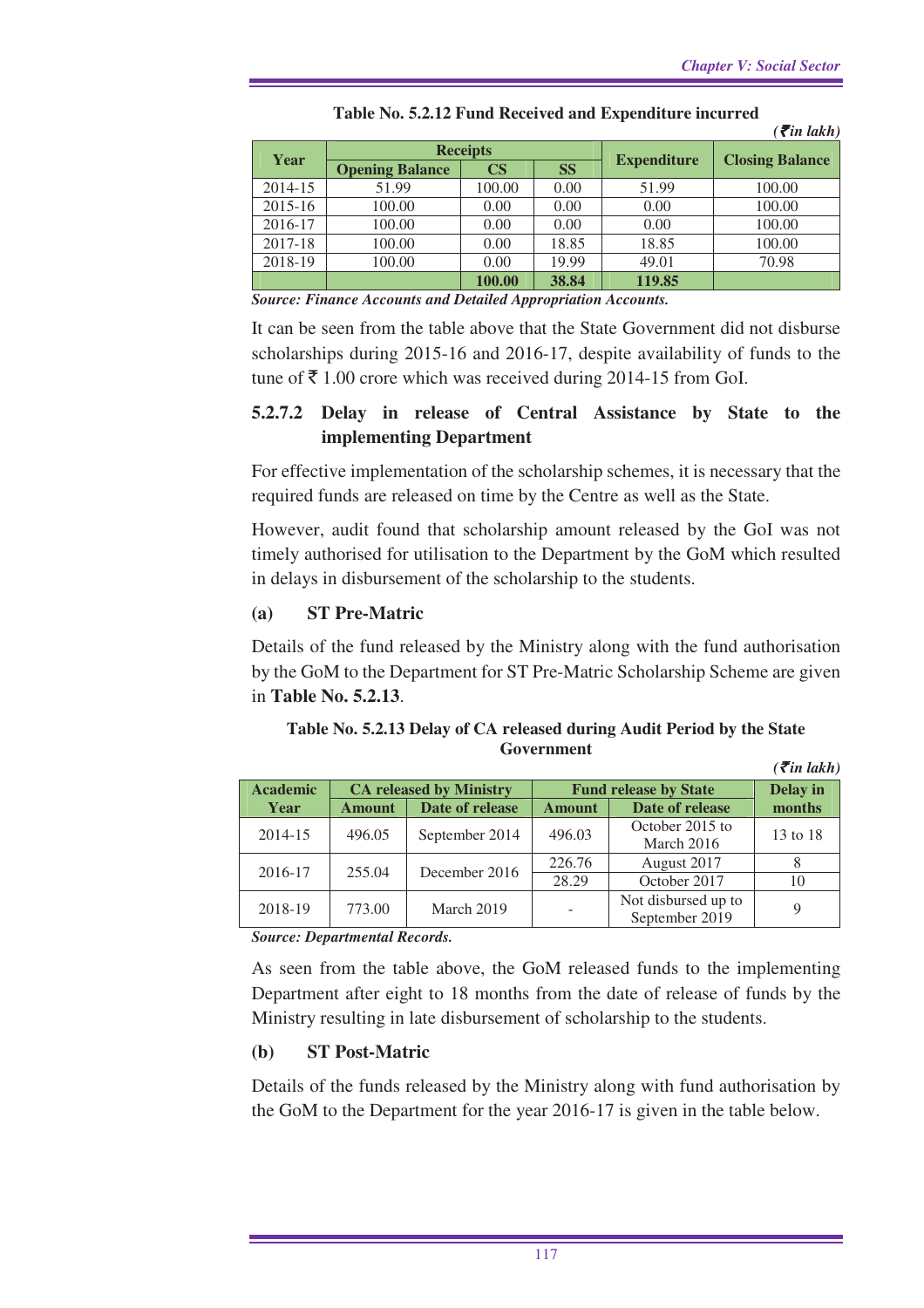**Table No. 5.2.12 Fund Received and Expenditure incurred**

*(₹in lakh)*

| Year | Receipts | | | Expenditure | Closing Balance |
|---|---|---|---|---|---|
| | Opening Balance | CS | SS | | |
| 2014-15 | 51.99 | 100.00 | 0.00 | 51.99 | 100.00 |
| 2015-16 | 100.00 | 0.00 | 0.00 | 0.00 | 100.00 |
| 2016-17 | 100.00 | 0.00 | 0.00 | 0.00 | 100.00 |
| 2017-18 | 100.00 | 0.00 | 18.85 | 18.85 | 100.00 |
| 2018-19 | 100.00 | 0.00 | 19.99 | 49.01 | 70.98 |
| | | **100.00** | **38.84** | **119.85** | |

***Source: Finance Accounts and Detailed Appropriation Accounts.***

It can be seen from the table above that the State Government did not disburse scholarships during 2015-16 and 2016-17, despite availability of funds to the tune of ₹ 1.00 crore which was received during 2014-15 from GoI.

### 5.2.7.2 Delay in release of Central Assistance by State to the implementing Department

For effective implementation of the scholarship schemes, it is necessary that the required funds are released on time by the Centre as well as the State.

However, audit found that scholarship amount released by the GoI was not timely authorised for utilisation to the Department by the GoM which resulted in delays in disbursement of the scholarship to the students.

#### (a) ST Pre-Matric

Details of the fund released by the Ministry along with the fund authorisation by the GoM to the Department for ST Pre-Matric Scholarship Scheme are given in **Table No. 5.2.13**.

**Table No. 5.2.13 Delay of CA released during Audit Period by the State Government**

*(₹in lakh)*

| Academic Year | CA released by Ministry | | Fund release by State | | Delay in months |
|---|---|---|---|---|---|
| | Amount | Date of release | Amount | Date of release | |
| 2014-15 | 496.05 | September 2014 | 496.03 | October 2015 to March 2016 | 13 to 18 |
| 2016-17 | 255.04 | December 2016 | 226.76 | August 2017 | 8 |
| | | | 28.29 | October 2017 | 10 |
| 2018-19 | 773.00 | March 2019 | - | Not disbursed up to September 2019 | 9 |

***Source: Departmental Records.***

As seen from the table above, the GoM released funds to the implementing Department after eight to 18 months from the date of release of funds by the Ministry resulting in late disbursement of scholarship to the students.

#### (b) ST Post-Matric

Details of the funds released by the Ministry along with fund authorisation by the GoM to the Department for the year 2016-17 is given in the table below.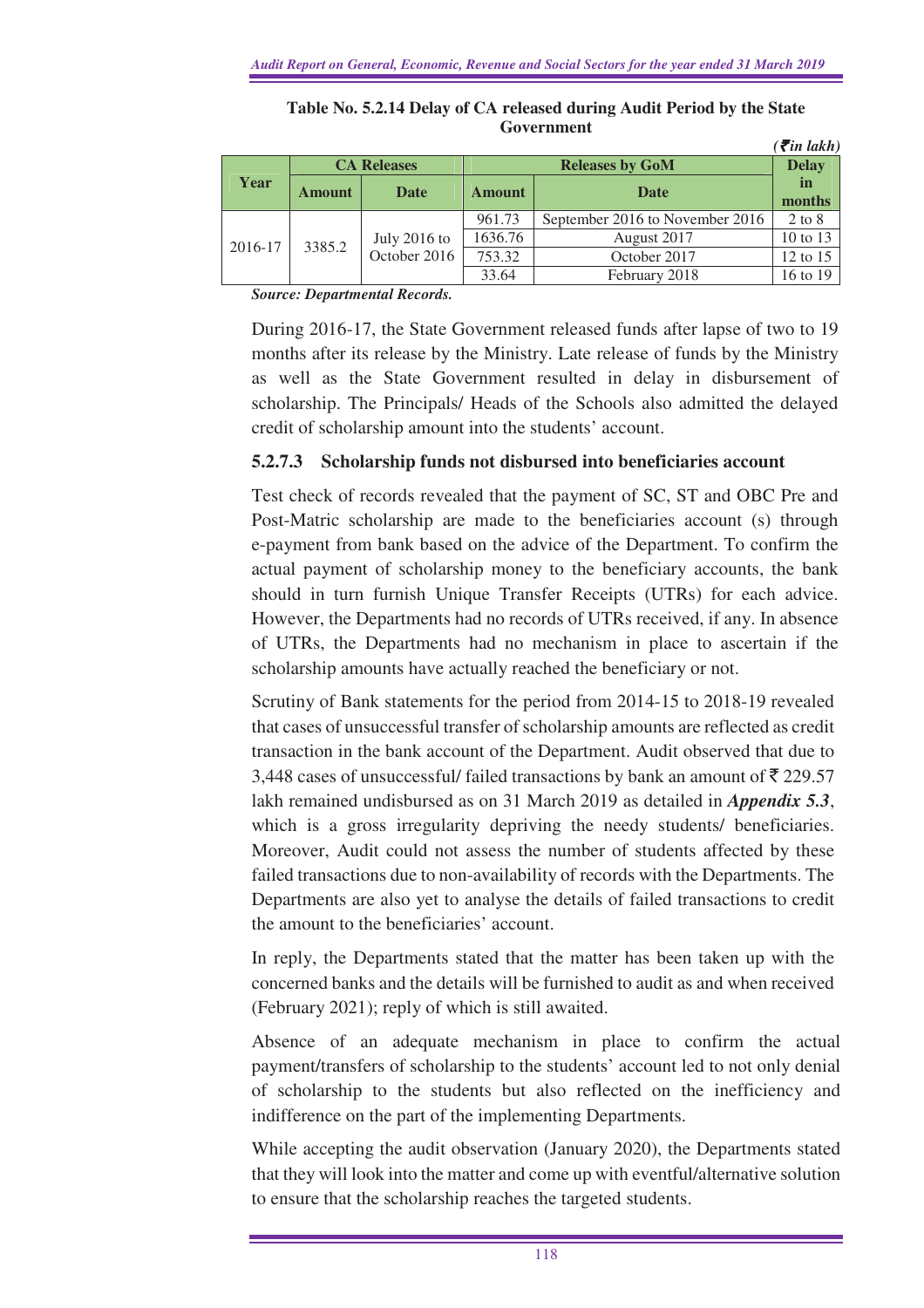**Table No. 5.2.14 Delay of CA released during Audit Period by the State Government**

*(₹ in lakh)*

| Year | CA Releases | | Releases by GoM | | Delay in months |
|---|---|---|---|---|---|
| | Amount | Date | Amount | Date | |
| 2016-17 | 3385.2 | July 2016 to October 2016 | 961.73 | September 2016 to November 2016 | 2 to 8 |
| | | | 1636.76 | August 2017 | 10 to 13 |
| | | | 753.32 | October 2017 | 12 to 15 |
| | | | 33.64 | February 2018 | 16 to 19 |

***Source: Departmental Records.***

During 2016-17, the State Government released funds after lapse of two to 19 months after its release by the Ministry. Late release of funds by the Ministry as well as the State Government resulted in delay in disbursement of scholarship. The Principals/ Heads of the Schools also admitted the delayed credit of scholarship amount into the students' account.

### 5.2.7.3 Scholarship funds not disbursed into beneficiaries account

Test check of records revealed that the payment of SC, ST and OBC Pre and Post-Matric scholarship are made to the beneficiaries account (s) through e-payment from bank based on the advice of the Department. To confirm the actual payment of scholarship money to the beneficiary accounts, the bank should in turn furnish Unique Transfer Receipts (UTRs) for each advice. However, the Departments had no records of UTRs received, if any. In absence of UTRs, the Departments had no mechanism in place to ascertain if the scholarship amounts have actually reached the beneficiary or not.

Scrutiny of Bank statements for the period from 2014-15 to 2018-19 revealed that cases of unsuccessful transfer of scholarship amounts are reflected as credit transaction in the bank account of the Department. Audit observed that due to 3,448 cases of unsuccessful/ failed transactions by bank an amount of ₹ 229.57 lakh remained undisbursed as on 31 March 2019 as detailed in ***Appendix 5.3***, which is a gross irregularity depriving the needy students/ beneficiaries. Moreover, Audit could not assess the number of students affected by these failed transactions due to non-availability of records with the Departments. The Departments are also yet to analyse the details of failed transactions to credit the amount to the beneficiaries' account.

In reply, the Departments stated that the matter has been taken up with the concerned banks and the details will be furnished to audit as and when received (February 2021); reply of which is still awaited.

Absence of an adequate mechanism in place to confirm the actual payment/transfers of scholarship to the students' account led to not only denial of scholarship to the students but also reflected on the inefficiency and indifference on the part of the implementing Departments.

While accepting the audit observation (January 2020), the Departments stated that they will look into the matter and come up with eventful/alternative solution to ensure that the scholarship reaches the targeted students.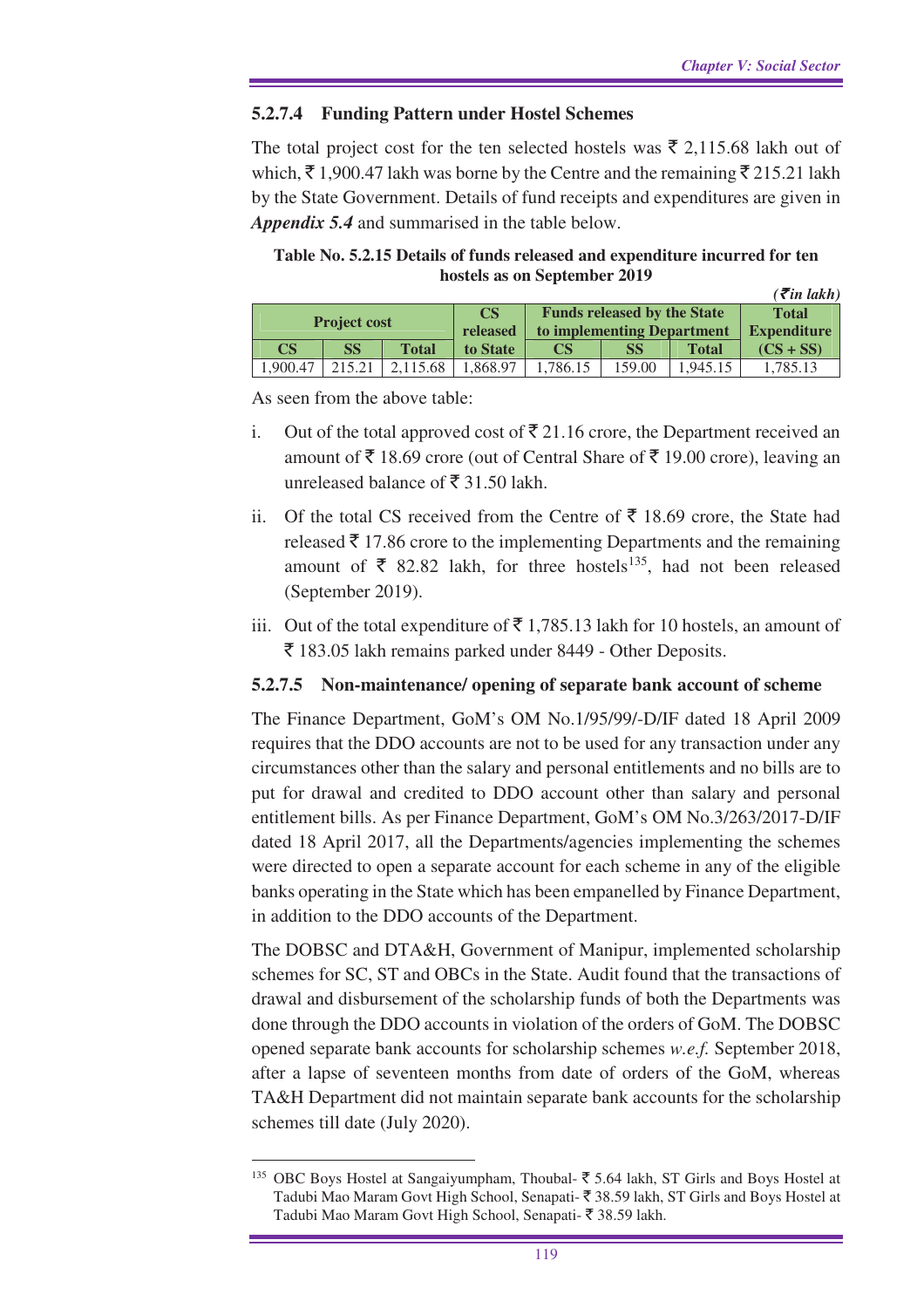### 5.2.7.4 Funding Pattern under Hostel Schemes

The total project cost for the ten selected hostels was ₹ 2,115.68 lakh out of which, ₹ 1,900.47 lakh was borne by the Centre and the remaining ₹ 215.21 lakh by the State Government. Details of fund receipts and expenditures are given in ***Appendix 5.4*** and summarised in the table below.

**Table No. 5.2.15 Details of funds released and expenditure incurred for ten hostels as on September 2019**

*(₹ in lakh)*

| Project cost | | | CS released to State | Funds released by the State to implementing Department | | | Total Expenditure (CS + SS) |
|---|---|---|---|---|---|---|---|
| CS | SS | Total | | CS | SS | Total | |
| 1,900.47 | 215.21 | 2,115.68 | 1,868.97 | 1,786.15 | 159.00 | 1,945.15 | 1,785.13 |

As seen from the above table:

i. Out of the total approved cost of ₹ 21.16 crore, the Department received an amount of ₹ 18.69 crore (out of Central Share of ₹ 19.00 crore), leaving an unreleased balance of ₹ 31.50 lakh.

ii. Of the total CS received from the Centre of ₹ 18.69 crore, the State had released ₹ 17.86 crore to the implementing Departments and the remaining amount of ₹ 82.82 lakh, for three hostels[135], had not been released (September 2019).

iii. Out of the total expenditure of ₹ 1,785.13 lakh for 10 hostels, an amount of ₹ 183.05 lakh remains parked under 8449 - Other Deposits.

### 5.2.7.5 Non-maintenance/ opening of separate bank account of scheme

The Finance Department, GoM's OM No.1/95/99/-D/IF dated 18 April 2009 requires that the DDO accounts are not to be used for any transaction under any circumstances other than the salary and personal entitlements and no bills are to put for drawal and credited to DDO account other than salary and personal entitlement bills. As per Finance Department, GoM's OM No.3/263/2017-D/IF dated 18 April 2017, all the Departments/agencies implementing the schemes were directed to open a separate account for each scheme in any of the eligible banks operating in the State which has been empanelled by Finance Department, in addition to the DDO accounts of the Department.

The DOBSC and DTA&H, Government of Manipur, implemented scholarship schemes for SC, ST and OBCs in the State. Audit found that the transactions of drawal and disbursement of the scholarship funds of both the Departments was done through the DDO accounts in violation of the orders of GoM. The DOBSC opened separate bank accounts for scholarship schemes *w.e.f.* September 2018, after a lapse of seventeen months from date of orders of the GoM, whereas TA&H Department did not maintain separate bank accounts for the scholarship schemes till date (July 2020).

---

[135] OBC Boys Hostel at Sangaiyumpham, Thoubal- ₹ 5.64 lakh, ST Girls and Boys Hostel at Tadubi Mao Maram Govt High School, Senapati- ₹ 38.59 lakh, ST Girls and Boys Hostel at Tadubi Mao Maram Govt High School, Senapati- ₹ 38.59 lakh.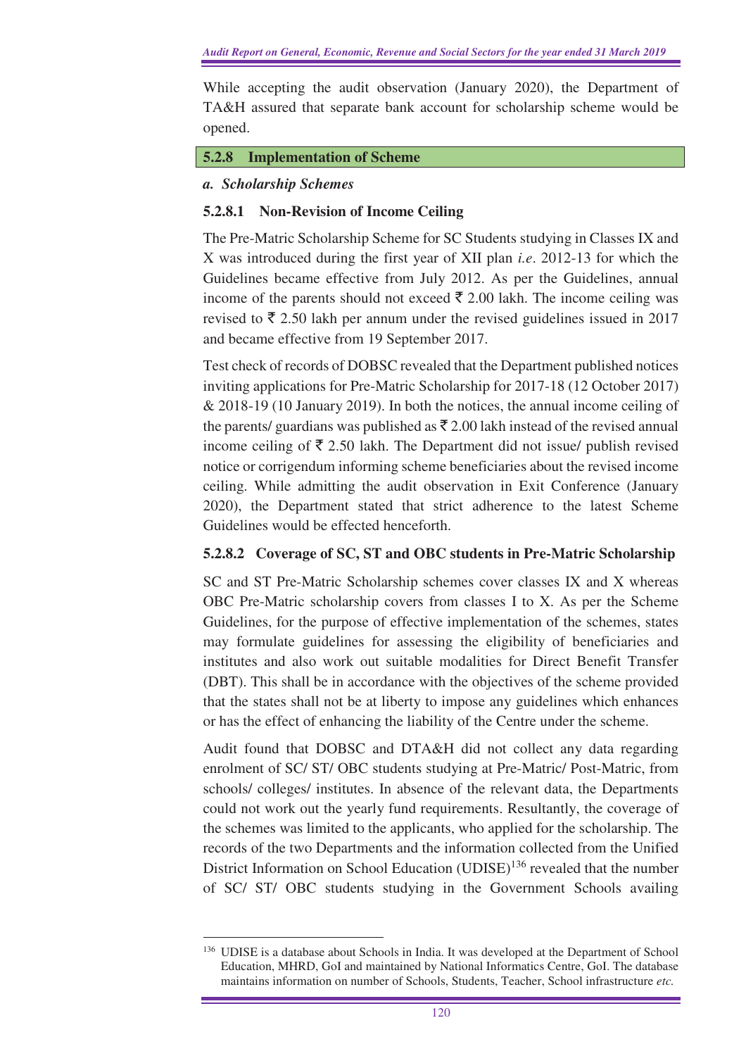While accepting the audit observation (January 2020), the Department of TA&H assured that separate bank account for scholarship scheme would be opened.

## 5.2.8 Implementation of Scheme

### *a. Scholarship Schemes*

### 5.2.8.1 Non-Revision of Income Ceiling

The Pre-Matric Scholarship Scheme for SC Students studying in Classes IX and X was introduced during the first year of XII plan *i.e*. 2012-13 for which the Guidelines became effective from July 2012. As per the Guidelines, annual income of the parents should not exceed ₹ 2.00 lakh. The income ceiling was revised to ₹ 2.50 lakh per annum under the revised guidelines issued in 2017 and became effective from 19 September 2017.

Test check of records of DOBSC revealed that the Department published notices inviting applications for Pre-Matric Scholarship for 2017-18 (12 October 2017) & 2018-19 (10 January 2019). In both the notices, the annual income ceiling of the parents/ guardians was published as ₹ 2.00 lakh instead of the revised annual income ceiling of ₹ 2.50 lakh. The Department did not issue/ publish revised notice or corrigendum informing scheme beneficiaries about the revised income ceiling. While admitting the audit observation in Exit Conference (January 2020), the Department stated that strict adherence to the latest Scheme Guidelines would be effected henceforth.

### 5.2.8.2 Coverage of SC, ST and OBC students in Pre-Matric Scholarship

SC and ST Pre-Matric Scholarship schemes cover classes IX and X whereas OBC Pre-Matric scholarship covers from classes I to X. As per the Scheme Guidelines, for the purpose of effective implementation of the schemes, states may formulate guidelines for assessing the eligibility of beneficiaries and institutes and also work out suitable modalities for Direct Benefit Transfer (DBT). This shall be in accordance with the objectives of the scheme provided that the states shall not be at liberty to impose any guidelines which enhances or has the effect of enhancing the liability of the Centre under the scheme.

Audit found that DOBSC and DTA&H did not collect any data regarding enrolment of SC/ ST/ OBC students studying at Pre-Matric/ Post-Matric, from schools/ colleges/ institutes. In absence of the relevant data, the Departments could not work out the yearly fund requirements. Resultantly, the coverage of the schemes was limited to the applicants, who applied for the scholarship. The records of the two Departments and the information collected from the Unified District Information on School Education (UDISE)[136] revealed that the number of SC/ ST/ OBC students studying in the Government Schools availing

[136] UDISE is a database about Schools in India. It was developed at the Department of School Education, MHRD, GoI and maintained by National Informatics Centre, GoI. The database maintains information on number of Schools, Students, Teacher, School infrastructure *etc.*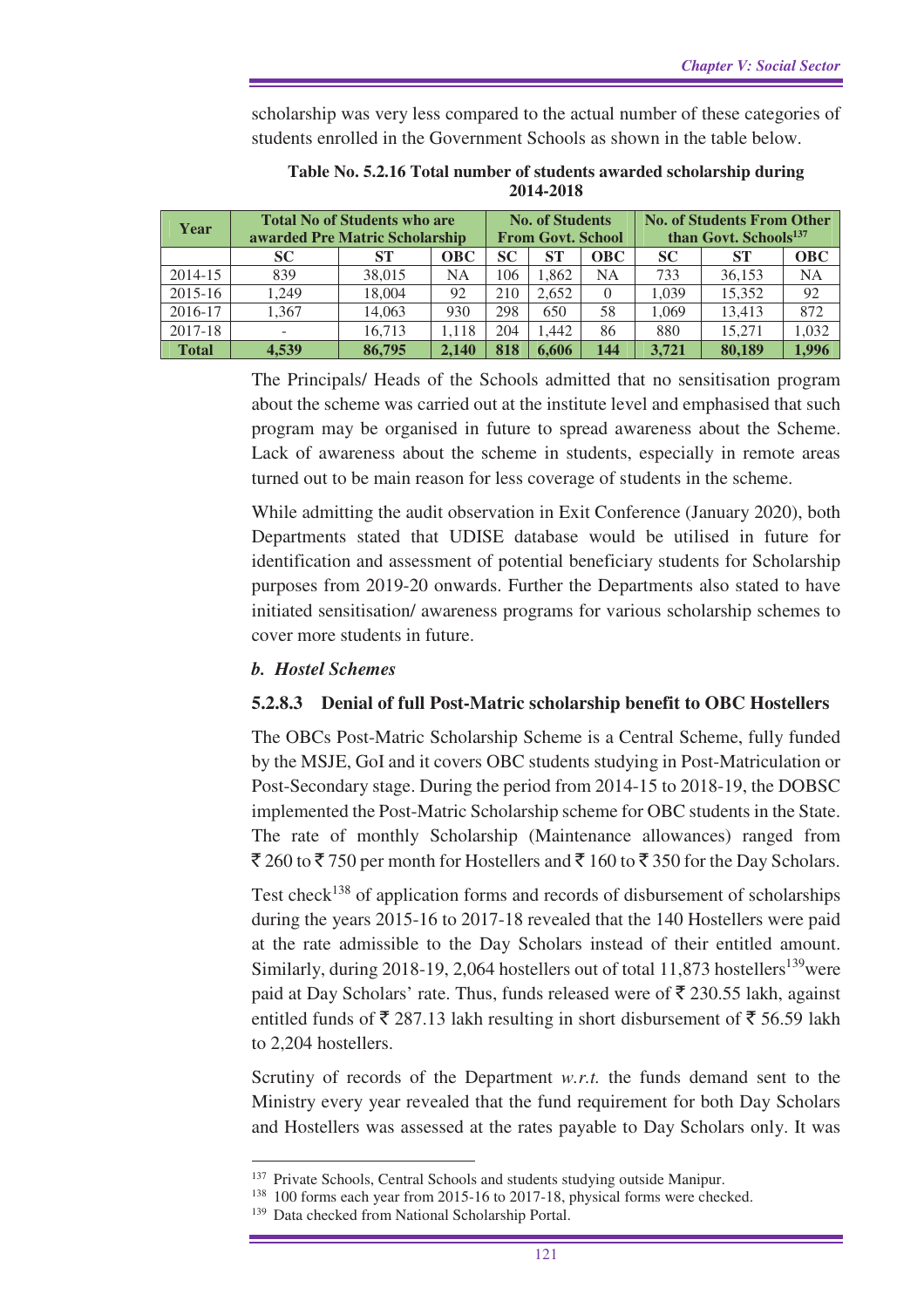scholarship was very less compared to the actual number of these categories of students enrolled in the Government Schools as shown in the table below.

**Table No. 5.2.16 Total number of students awarded scholarship during 2014-2018**

| Year | Total No of Students who are awarded Pre Matric Scholarship | | | No. of Students From Govt. School | | | No. of Students From Other than Govt. Schools[137] | | |
|---|---|---|---|---|---|---|---|---|---|
| | SC | ST | OBC | SC | ST | OBC | SC | ST | OBC |
| 2014-15 | 839 | 38,015 | NA | 106 | 1,862 | NA | 733 | 36,153 | NA |
| 2015-16 | 1,249 | 18,004 | 92 | 210 | 2,652 | 0 | 1,039 | 15,352 | 92 |
| 2016-17 | 1,367 | 14,063 | 930 | 298 | 650 | 58 | 1,069 | 13,413 | 872 |
| 2017-18 | - | 16,713 | 1,118 | 204 | 1,442 | 86 | 880 | 15,271 | 1,032 |
| **Total** | **4,539** | **86,795** | **2,140** | **818** | **6,606** | **144** | **3,721** | **80,189** | **1,996** |

The Principals/ Heads of the Schools admitted that no sensitisation program about the scheme was carried out at the institute level and emphasised that such program may be organised in future to spread awareness about the Scheme. Lack of awareness about the scheme in students, especially in remote areas turned out to be main reason for less coverage of students in the scheme.

While admitting the audit observation in Exit Conference (January 2020), both Departments stated that UDISE database would be utilised in future for identification and assessment of potential beneficiary students for Scholarship purposes from 2019-20 onwards. Further the Departments also stated to have initiated sensitisation/ awareness programs for various scholarship schemes to cover more students in future.

### *b. Hostel Schemes*

#### 5.2.8.3 Denial of full Post-Matric scholarship benefit to OBC Hostellers

The OBCs Post-Matric Scholarship Scheme is a Central Scheme, fully funded by the MSJE, GoI and it covers OBC students studying in Post-Matriculation or Post-Secondary stage. During the period from 2014-15 to 2018-19, the DOBSC implemented the Post-Matric Scholarship scheme for OBC students in the State. The rate of monthly Scholarship (Maintenance allowances) ranged from ₹ 260 to ₹ 750 per month for Hostellers and ₹ 160 to ₹ 350 for the Day Scholars.

Test check[138] of application forms and records of disbursement of scholarships during the years 2015-16 to 2017-18 revealed that the 140 Hostellers were paid at the rate admissible to the Day Scholars instead of their entitled amount. Similarly, during 2018-19, 2,064 hostellers out of total 11,873 hostellers[139] were paid at Day Scholars' rate. Thus, funds released were of ₹ 230.55 lakh, against entitled funds of ₹ 287.13 lakh resulting in short disbursement of ₹ 56.59 lakh to 2,204 hostellers.

Scrutiny of records of the Department *w.r.t.* the funds demand sent to the Ministry every year revealed that the fund requirement for both Day Scholars and Hostellers was assessed at the rates payable to Day Scholars only. It was

---

[137] Private Schools, Central Schools and students studying outside Manipur.

[138] 100 forms each year from 2015-16 to 2017-18, physical forms were checked.

[139] Data checked from National Scholarship Portal.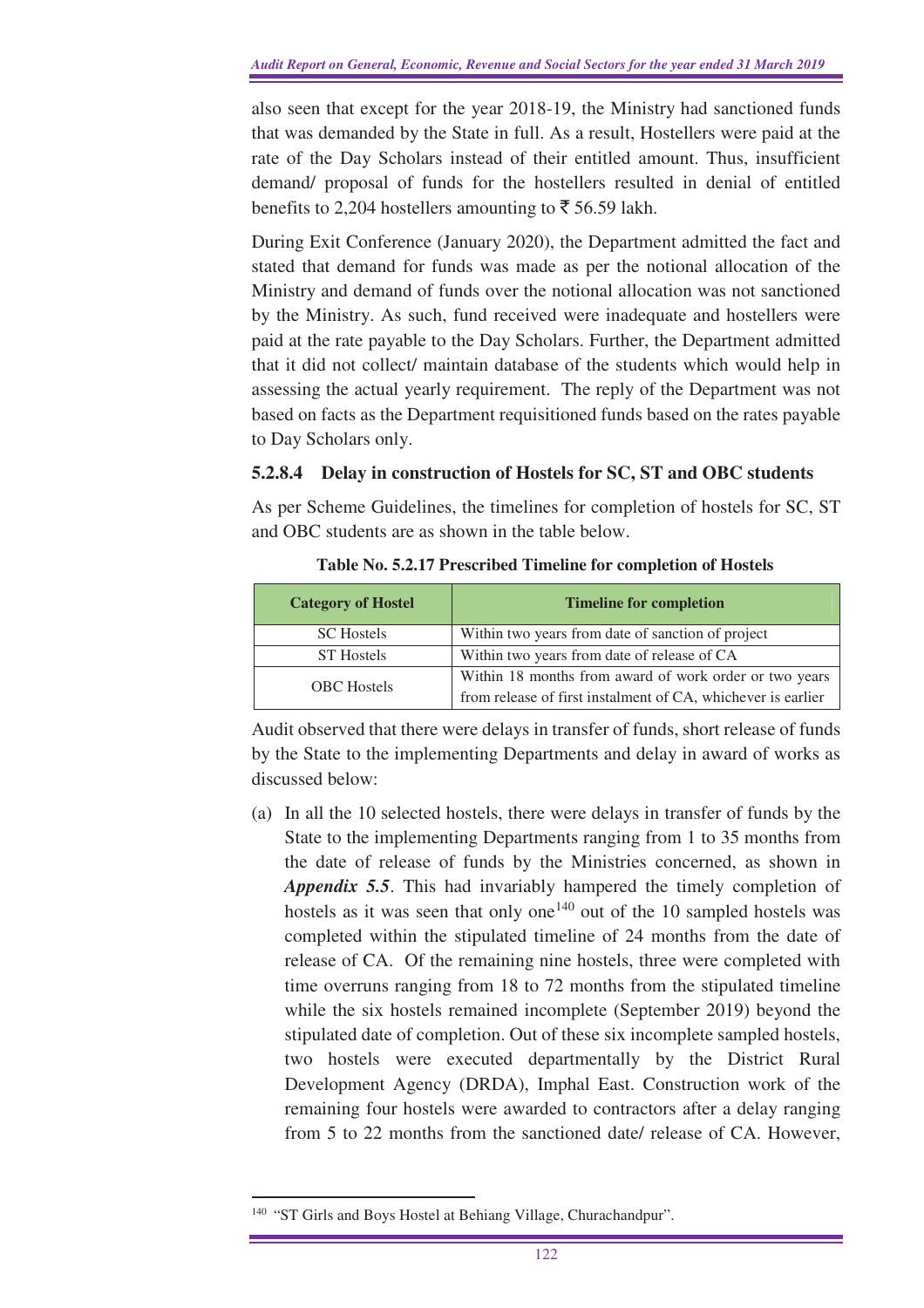also seen that except for the year 2018-19, the Ministry had sanctioned funds that was demanded by the State in full. As a result, Hostellers were paid at the rate of the Day Scholars instead of their entitled amount. Thus, insufficient demand/ proposal of funds for the hostellers resulted in denial of entitled benefits to 2,204 hostellers amounting to ₹ 56.59 lakh.

During Exit Conference (January 2020), the Department admitted the fact and stated that demand for funds was made as per the notional allocation of the Ministry and demand of funds over the notional allocation was not sanctioned by the Ministry. As such, fund received were inadequate and hostellers were paid at the rate payable to the Day Scholars. Further, the Department admitted that it did not collect/ maintain database of the students which would help in assessing the actual yearly requirement. The reply of the Department was not based on facts as the Department requisitioned funds based on the rates payable to Day Scholars only.

#### 5.2.8.4 Delay in construction of Hostels for SC, ST and OBC students

As per Scheme Guidelines, the timelines for completion of hostels for SC, ST and OBC students are as shown in the table below.

**Table No. 5.2.17 Prescribed Timeline for completion of Hostels**

| Category of Hostel | Timeline for completion |
|---|---|
| SC Hostels | Within two years from date of sanction of project |
| ST Hostels | Within two years from date of release of CA |
| OBC Hostels | Within 18 months from award of work order or two years from release of first instalment of CA, whichever is earlier |

Audit observed that there were delays in transfer of funds, short release of funds by the State to the implementing Departments and delay in award of works as discussed below:

(a) In all the 10 selected hostels, there were delays in transfer of funds by the State to the implementing Departments ranging from 1 to 35 months from the date of release of funds by the Ministries concerned, as shown in ***Appendix 5.5***. This had invariably hampered the timely completion of hostels as it was seen that only one[140] out of the 10 sampled hostels was completed within the stipulated timeline of 24 months from the date of release of CA. Of the remaining nine hostels, three were completed with time overruns ranging from 18 to 72 months from the stipulated timeline while the six hostels remained incomplete (September 2019) beyond the stipulated date of completion. Out of these six incomplete sampled hostels, two hostels were executed departmentally by the District Rural Development Agency (DRDA), Imphal East. Construction work of the remaining four hostels were awarded to contractors after a delay ranging from 5 to 22 months from the sanctioned date/ release of CA. However,

[140] "ST Girls and Boys Hostel at Behiang Village, Churachandpur".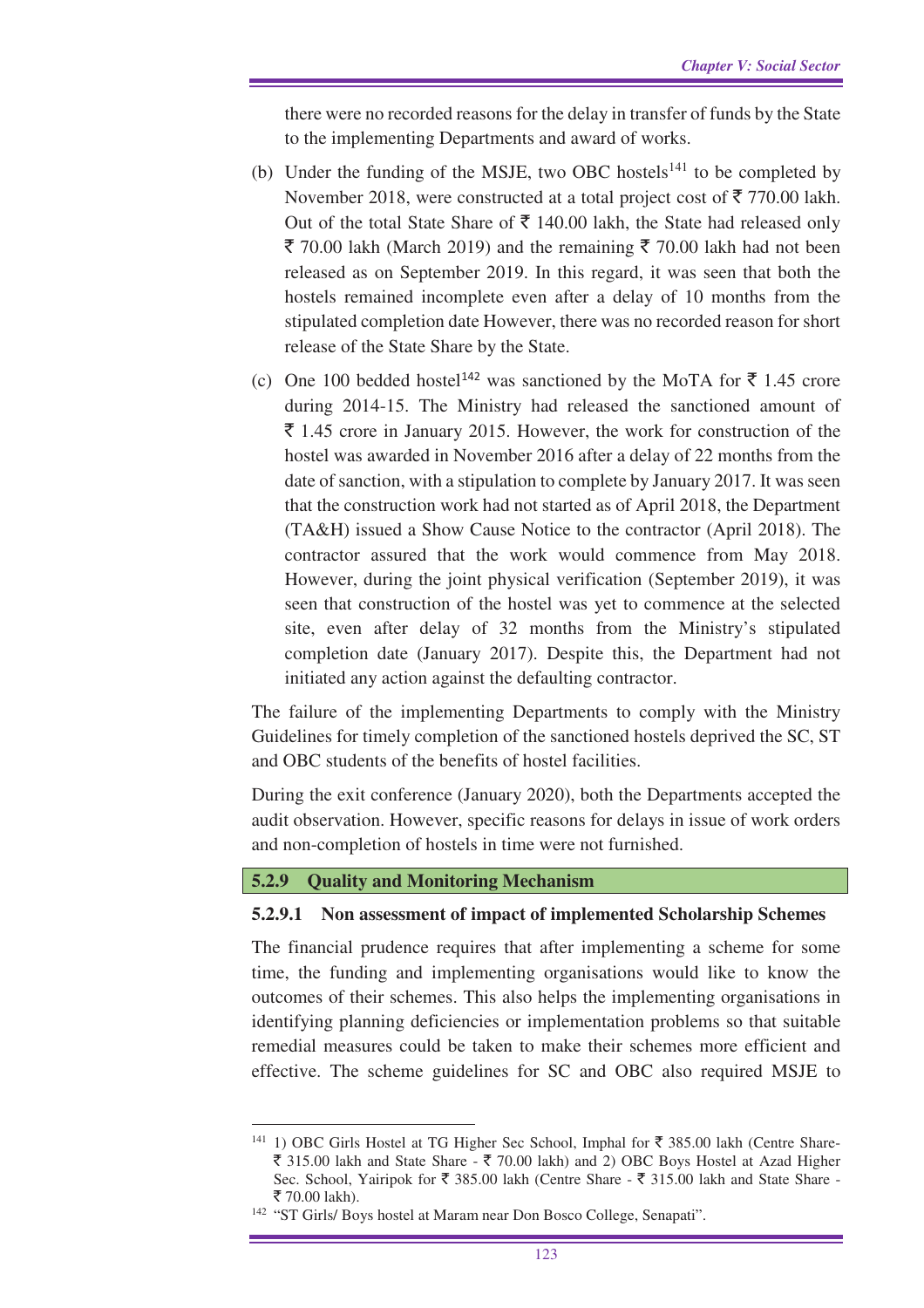there were no recorded reasons for the delay in transfer of funds by the State to the implementing Departments and award of works.

(b) Under the funding of the MSJE, two OBC hostels[141] to be completed by November 2018, were constructed at a total project cost of ₹ 770.00 lakh. Out of the total State Share of ₹ 140.00 lakh, the State had released only ₹ 70.00 lakh (March 2019) and the remaining ₹ 70.00 lakh had not been released as on September 2019. In this regard, it was seen that both the hostels remained incomplete even after a delay of 10 months from the stipulated completion date However, there was no recorded reason for short release of the State Share by the State.

(c) One 100 bedded hostel[142] was sanctioned by the MoTA for ₹ 1.45 crore during 2014-15. The Ministry had released the sanctioned amount of ₹ 1.45 crore in January 2015. However, the work for construction of the hostel was awarded in November 2016 after a delay of 22 months from the date of sanction, with a stipulation to complete by January 2017. It was seen that the construction work had not started as of April 2018, the Department (TA&H) issued a Show Cause Notice to the contractor (April 2018). The contractor assured that the work would commence from May 2018. However, during the joint physical verification (September 2019), it was seen that construction of the hostel was yet to commence at the selected site, even after delay of 32 months from the Ministry's stipulated completion date (January 2017). Despite this, the Department had not initiated any action against the defaulting contractor.

The failure of the implementing Departments to comply with the Ministry Guidelines for timely completion of the sanctioned hostels deprived the SC, ST and OBC students of the benefits of hostel facilities.

During the exit conference (January 2020), both the Departments accepted the audit observation. However, specific reasons for delays in issue of work orders and non-completion of hostels in time were not furnished.

## 5.2.9 Quality and Monitoring Mechanism

### 5.2.9.1 Non assessment of impact of implemented Scholarship Schemes

The financial prudence requires that after implementing a scheme for some time, the funding and implementing organisations would like to know the outcomes of their schemes. This also helps the implementing organisations in identifying planning deficiencies or implementation problems so that suitable remedial measures could be taken to make their schemes more efficient and effective. The scheme guidelines for SC and OBC also required MSJE to

---

[141] 1) OBC Girls Hostel at TG Higher Sec School, Imphal for ₹ 385.00 lakh (Centre Share- ₹ 315.00 lakh and State Share - ₹ 70.00 lakh) and 2) OBC Boys Hostel at Azad Higher Sec. School, Yairipok for ₹ 385.00 lakh (Centre Share - ₹ 315.00 lakh and State Share - ₹ 70.00 lakh).

[142] "ST Girls/ Boys hostel at Maram near Don Bosco College, Senapati".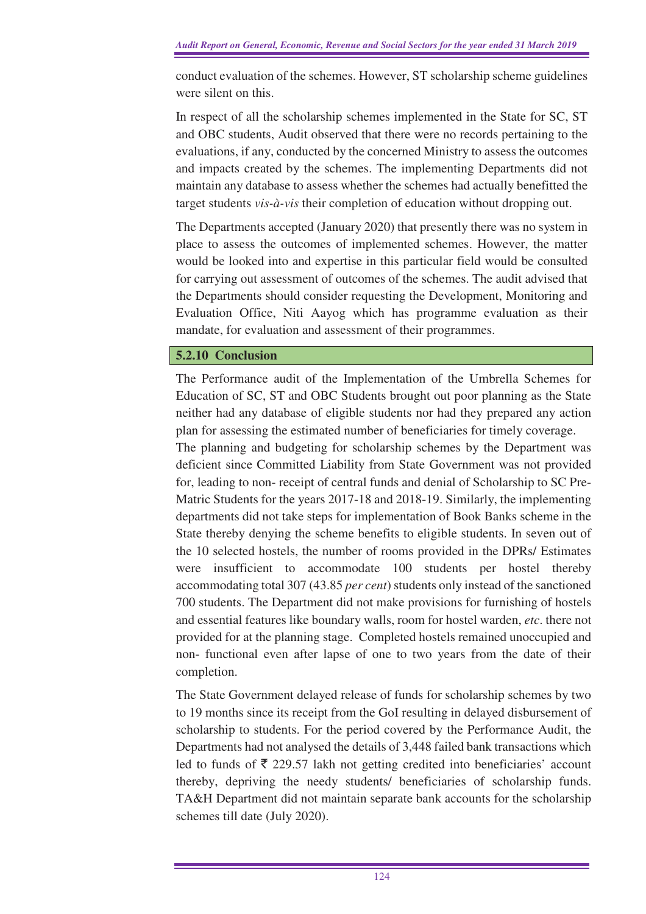conduct evaluation of the schemes. However, ST scholarship scheme guidelines were silent on this.

In respect of all the scholarship schemes implemented in the State for SC, ST and OBC students, Audit observed that there were no records pertaining to the evaluations, if any, conducted by the concerned Ministry to assess the outcomes and impacts created by the schemes. The implementing Departments did not maintain any database to assess whether the schemes had actually benefitted the target students *vis-à-vis* their completion of education without dropping out.

The Departments accepted (January 2020) that presently there was no system in place to assess the outcomes of implemented schemes. However, the matter would be looked into and expertise in this particular field would be consulted for carrying out assessment of outcomes of the schemes. The audit advised that the Departments should consider requesting the Development, Monitoring and Evaluation Office, Niti Aayog which has programme evaluation as their mandate, for evaluation and assessment of their programmes.

### 5.2.10 Conclusion

The Performance audit of the Implementation of the Umbrella Schemes for Education of SC, ST and OBC Students brought out poor planning as the State neither had any database of eligible students nor had they prepared any action plan for assessing the estimated number of beneficiaries for timely coverage.
The planning and budgeting for scholarship schemes by the Department was deficient since Committed Liability from State Government was not provided for, leading to non- receipt of central funds and denial of Scholarship to SC Pre-Matric Students for the years 2017-18 and 2018-19. Similarly, the implementing departments did not take steps for implementation of Book Banks scheme in the State thereby denying the scheme benefits to eligible students. In seven out of the 10 selected hostels, the number of rooms provided in the DPRs/ Estimates were insufficient to accommodate 100 students per hostel thereby accommodating total 307 (43.85 *per cent*) students only instead of the sanctioned 700 students. The Department did not make provisions for furnishing of hostels and essential features like boundary walls, room for hostel warden, *etc*. there not provided for at the planning stage. Completed hostels remained unoccupied and non- functional even after lapse of one to two years from the date of their completion.

The State Government delayed release of funds for scholarship schemes by two to 19 months since its receipt from the GoI resulting in delayed disbursement of scholarship to students. For the period covered by the Performance Audit, the Departments had not analysed the details of 3,448 failed bank transactions which led to funds of ₹ 229.57 lakh not getting credited into beneficiaries' account thereby, depriving the needy students/ beneficiaries of scholarship funds. TA&H Department did not maintain separate bank accounts for the scholarship schemes till date (July 2020).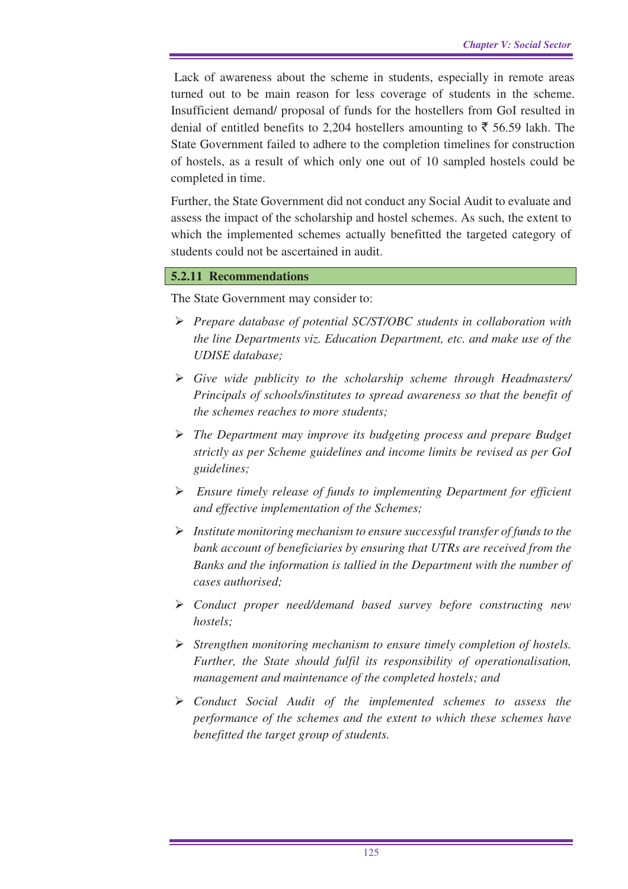Lack of awareness about the scheme in students, especially in remote areas turned out to be main reason for less coverage of students in the scheme. Insufficient demand/ proposal of funds for the hostellers from GoI resulted in denial of entitled benefits to 2,204 hostellers amounting to ₹ 56.59 lakh. The State Government failed to adhere to the completion timelines for construction of hostels, as a result of which only one out of 10 sampled hostels could be completed in time.

Further, the State Government did not conduct any Social Audit to evaluate and assess the impact of the scholarship and hostel schemes. As such, the extent to which the implemented schemes actually benefitted the targeted category of students could not be ascertained in audit.

### 5.2.11 Recommendations

The State Government may consider to:

- *Prepare database of potential SC/ST/OBC students in collaboration with the line Departments viz. Education Department, etc. and make use of the UDISE database;*
- *Give wide publicity to the scholarship scheme through Headmasters/ Principals of schools/institutes to spread awareness so that the benefit of the schemes reaches to more students;*
- *The Department may improve its budgeting process and prepare Budget strictly as per Scheme guidelines and income limits be revised as per GoI guidelines;*
- *Ensure timely release of funds to implementing Department for efficient and effective implementation of the Schemes;*
- *Institute monitoring mechanism to ensure successful transfer of funds to the bank account of beneficiaries by ensuring that UTRs are received from the Banks and the information is tallied in the Department with the number of cases authorised;*
- *Conduct proper need/demand based survey before constructing new hostels;*
- *Strengthen monitoring mechanism to ensure timely completion of hostels. Further, the State should fulfil its responsibility of operationalisation, management and maintenance of the completed hostels; and*
- *Conduct Social Audit of the implemented schemes to assess the performance of the schemes and the extent to which these schemes have benefitted the target group of students.*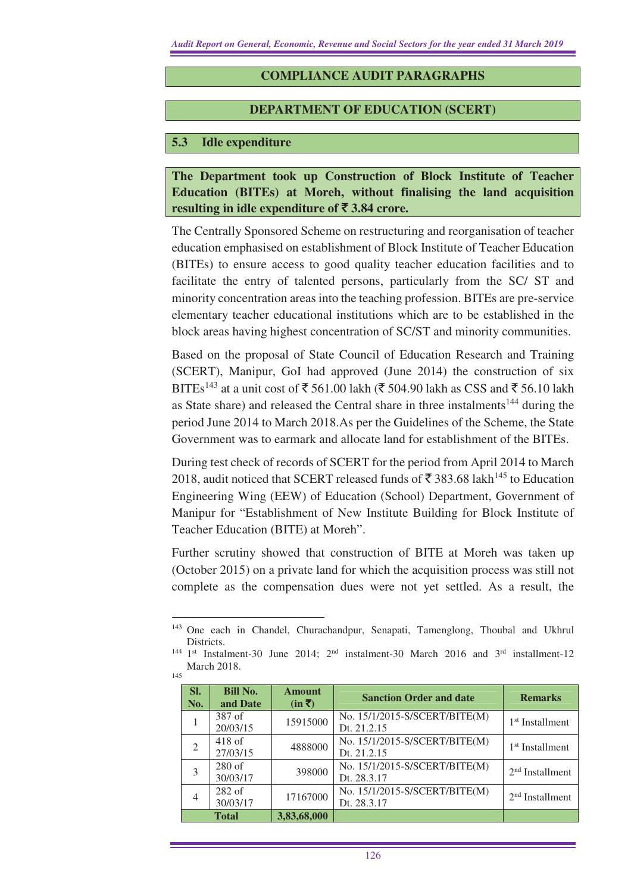## COMPLIANCE AUDIT PARAGRAPHS

## DEPARTMENT OF EDUCATION (SCERT)

### 5.3 Idle expenditure

**The Department took up Construction of Block Institute of Teacher Education (BITEs) at Moreh, without finalising the land acquisition resulting in idle expenditure of ₹ 3.84 crore.**

The Centrally Sponsored Scheme on restructuring and reorganisation of teacher education emphasised on establishment of Block Institute of Teacher Education (BITEs) to ensure access to good quality teacher education facilities and to facilitate the entry of talented persons, particularly from the SC/ ST and minority concentration areas into the teaching profession. BITEs are pre-service elementary teacher educational institutions which are to be established in the block areas having highest concentration of SC/ST and minority communities.

Based on the proposal of State Council of Education Research and Training (SCERT), Manipur, GoI had approved (June 2014) the construction of six BITEs[143] at a unit cost of ₹ 561.00 lakh (₹ 504.90 lakh as CSS and ₹ 56.10 lakh as State share) and released the Central share in three instalments[144] during the period June 2014 to March 2018.As per the Guidelines of the Scheme, the State Government was to earmark and allocate land for establishment of the BITEs.

During test check of records of SCERT for the period from April 2014 to March 2018, audit noticed that SCERT released funds of ₹ 383.68 lakh[145] to Education Engineering Wing (EEW) of Education (School) Department, Government of Manipur for "Establishment of New Institute Building for Block Institute of Teacher Education (BITE) at Moreh".

Further scrutiny showed that construction of BITE at Moreh was taken up (October 2015) on a private land for which the acquisition process was still not complete as the compensation dues were not yet settled. As a result, the

---

[143] One each in Chandel, Churachandpur, Senapati, Tamenglong, Thoubal and Ukhrul Districts.

[144] 1st Instalment-30 June 2014; 2nd instalment-30 March 2016 and 3rd installment-12 March 2018.

[145]

| Sl. No. | Bill No. and Date | Amount (in ₹) | Sanction Order and date | Remarks |
|---|---|---|---|---|
| 1 | 387 of 20/03/15 | 15915000 | No. 15/1/2015-S/SCERT/BITE(M) Dt. 21.2.15 | 1st Installment |
| 2 | 418 of 27/03/15 | 4888000 | No. 15/1/2015-S/SCERT/BITE(M) Dt. 21.2.15 | 1st Installment |
| 3 | 280 of 30/03/17 | 398000 | No. 15/1/2015-S/SCERT/BITE(M) Dt. 28.3.17 | 2nd Installment |
| 4 | 282 of 30/03/17 | 17167000 | No. 15/1/2015-S/SCERT/BITE(M) Dt. 28.3.17 | 2nd Installment |
| **Total** | | **3,83,68,000** | | |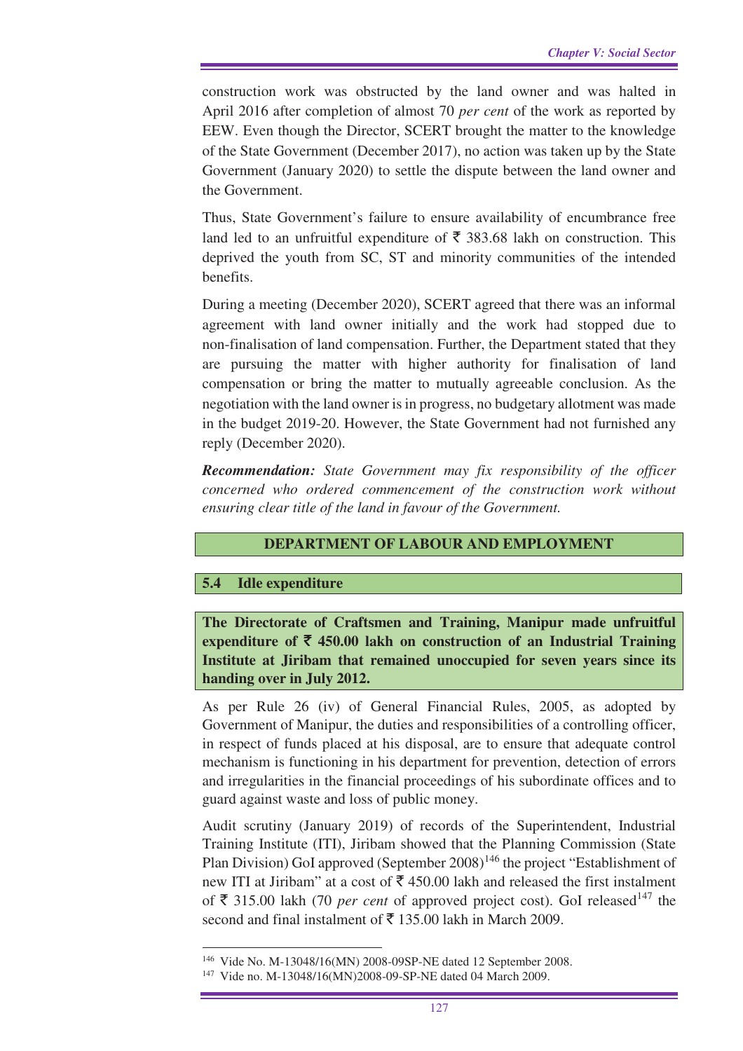construction work was obstructed by the land owner and was halted in April 2016 after completion of almost 70 *per cent* of the work as reported by EEW. Even though the Director, SCERT brought the matter to the knowledge of the State Government (December 2017), no action was taken up by the State Government (January 2020) to settle the dispute between the land owner and the Government.

Thus, State Government's failure to ensure availability of encumbrance free land led to an unfruitful expenditure of ₹ 383.68 lakh on construction. This deprived the youth from SC, ST and minority communities of the intended benefits.

During a meeting (December 2020), SCERT agreed that there was an informal agreement with land owner initially and the work had stopped due to non-finalisation of land compensation. Further, the Department stated that they are pursuing the matter with higher authority for finalisation of land compensation or bring the matter to mutually agreeable conclusion. As the negotiation with the land owner is in progress, no budgetary allotment was made in the budget 2019-20. However, the State Government had not furnished any reply (December 2020).

***Recommendation:*** *State Government may fix responsibility of the officer concerned who ordered commencement of the construction work without ensuring clear title of the land in favour of the Government.*

## DEPARTMENT OF LABOUR AND EMPLOYMENT

### 5.4 Idle expenditure

**The Directorate of Craftsmen and Training, Manipur made unfruitful expenditure of ₹ 450.00 lakh on construction of an Industrial Training Institute at Jiribam that remained unoccupied for seven years since its handing over in July 2012.**

As per Rule 26 (iv) of General Financial Rules, 2005, as adopted by Government of Manipur, the duties and responsibilities of a controlling officer, in respect of funds placed at his disposal, are to ensure that adequate control mechanism is functioning in his department for prevention, detection of errors and irregularities in the financial proceedings of his subordinate offices and to guard against waste and loss of public money.

Audit scrutiny (January 2019) of records of the Superintendent, Industrial Training Institute (ITI), Jiribam showed that the Planning Commission (State Plan Division) GoI approved (September 2008)[146] the project "Establishment of new ITI at Jiribam" at a cost of ₹ 450.00 lakh and released the first instalment of ₹ 315.00 lakh (70 *per cent* of approved project cost). GoI released[147] the second and final instalment of ₹ 135.00 lakh in March 2009.

[146] Vide No. M-13048/16(MN) 2008-09SP-NE dated 12 September 2008.

[147] Vide no. M-13048/16(MN)2008-09-SP-NE dated 04 March 2009.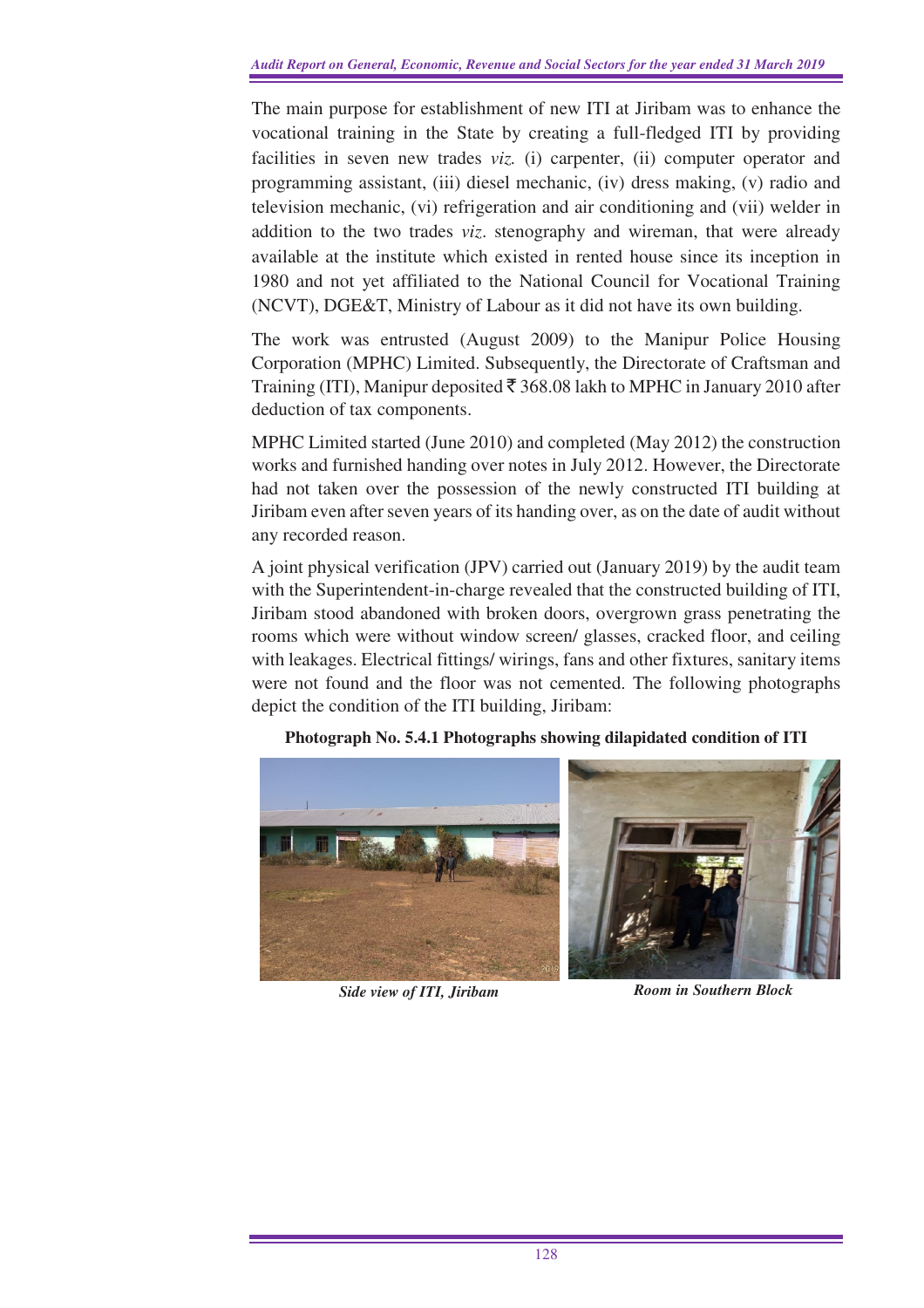The main purpose for establishment of new ITI at Jiribam was to enhance the vocational training in the State by creating a full-fledged ITI by providing facilities in seven new trades *viz.* (i) carpenter, (ii) computer operator and programming assistant, (iii) diesel mechanic, (iv) dress making, (v) radio and television mechanic, (vi) refrigeration and air conditioning and (vii) welder in addition to the two trades *viz*. stenography and wireman, that were already available at the institute which existed in rented house since its inception in 1980 and not yet affiliated to the National Council for Vocational Training (NCVT), DGE&T, Ministry of Labour as it did not have its own building.

The work was entrusted (August 2009) to the Manipur Police Housing Corporation (MPHC) Limited. Subsequently, the Directorate of Craftsman and Training (ITI), Manipur deposited ₹ 368.08 lakh to MPHC in January 2010 after deduction of tax components.

MPHC Limited started (June 2010) and completed (May 2012) the construction works and furnished handing over notes in July 2012. However, the Directorate had not taken over the possession of the newly constructed ITI building at Jiribam even after seven years of its handing over, as on the date of audit without any recorded reason.

A joint physical verification (JPV) carried out (January 2019) by the audit team with the Superintendent-in-charge revealed that the constructed building of ITI, Jiribam stood abandoned with broken doors, overgrown grass penetrating the rooms which were without window screen/ glasses, cracked floor, and ceiling with leakages. Electrical fittings/ wirings, fans and other fixtures, sanitary items were not found and the floor was not cemented. The following photographs depict the condition of the ITI building, Jiribam:

**Photograph No. 5.4.1 Photographs showing dilapidated condition of ITI**

***Side view of ITI, Jiribam***

***Room in Southern Block***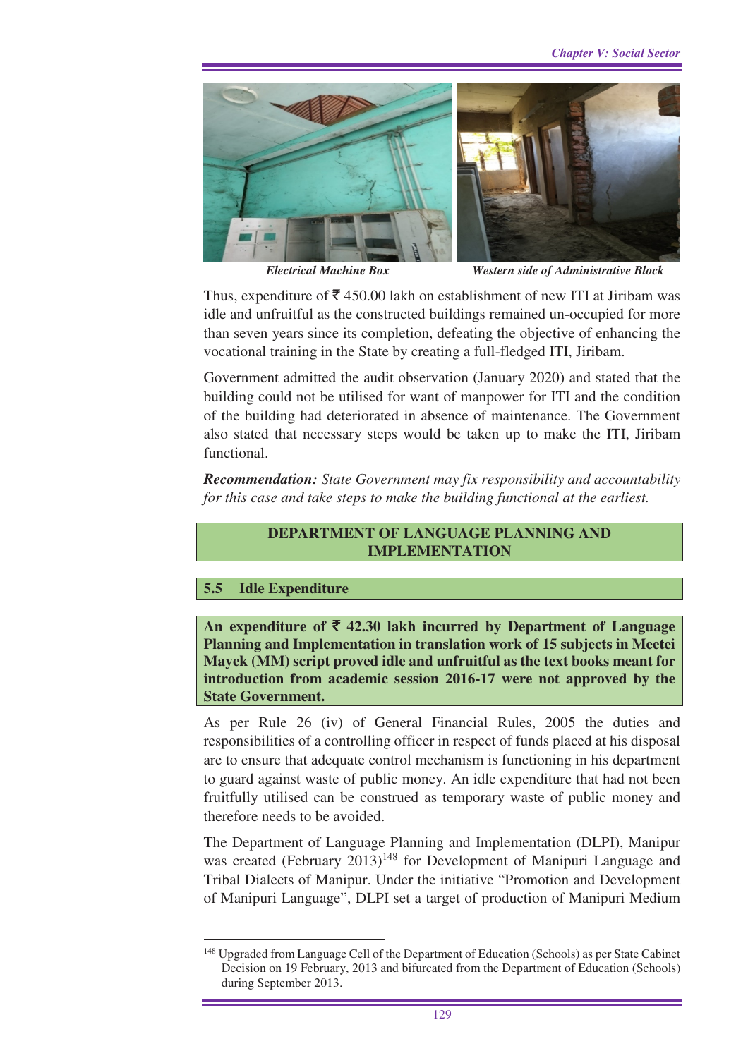*Electrical Machine Box* &nbsp;&nbsp;&nbsp;&nbsp; *Western side of Administrative Block*

Thus, expenditure of ₹ 450.00 lakh on establishment of new ITI at Jiribam was idle and unfruitful as the constructed buildings remained un-occupied for more than seven years since its completion, defeating the objective of enhancing the vocational training in the State by creating a full-fledged ITI, Jiribam.

Government admitted the audit observation (January 2020) and stated that the building could not be utilised for want of manpower for ITI and the condition of the building had deteriorated in absence of maintenance. The Government also stated that necessary steps would be taken up to make the ITI, Jiribam functional.

***Recommendation:*** *State Government may fix responsibility and accountability for this case and take steps to make the building functional at the earliest.*

## DEPARTMENT OF LANGUAGE PLANNING AND IMPLEMENTATION

### 5.5 Idle Expenditure

**An expenditure of ₹ 42.30 lakh incurred by Department of Language Planning and Implementation in translation work of 15 subjects in Meetei Mayek (MM) script proved idle and unfruitful as the text books meant for introduction from academic session 2016-17 were not approved by the State Government.**

As per Rule 26 (iv) of General Financial Rules, 2005 the duties and responsibilities of a controlling officer in respect of funds placed at his disposal are to ensure that adequate control mechanism is functioning in his department to guard against waste of public money. An idle expenditure that had not been fruitfully utilised can be construed as temporary waste of public money and therefore needs to be avoided.

The Department of Language Planning and Implementation (DLPI), Manipur was created (February 2013)[148] for Development of Manipuri Language and Tribal Dialects of Manipur. Under the initiative "Promotion and Development of Manipuri Language", DLPI set a target of production of Manipuri Medium

---

[148] Upgraded from Language Cell of the Department of Education (Schools) as per State Cabinet Decision on 19 February, 2013 and bifurcated from the Department of Education (Schools) during September 2013.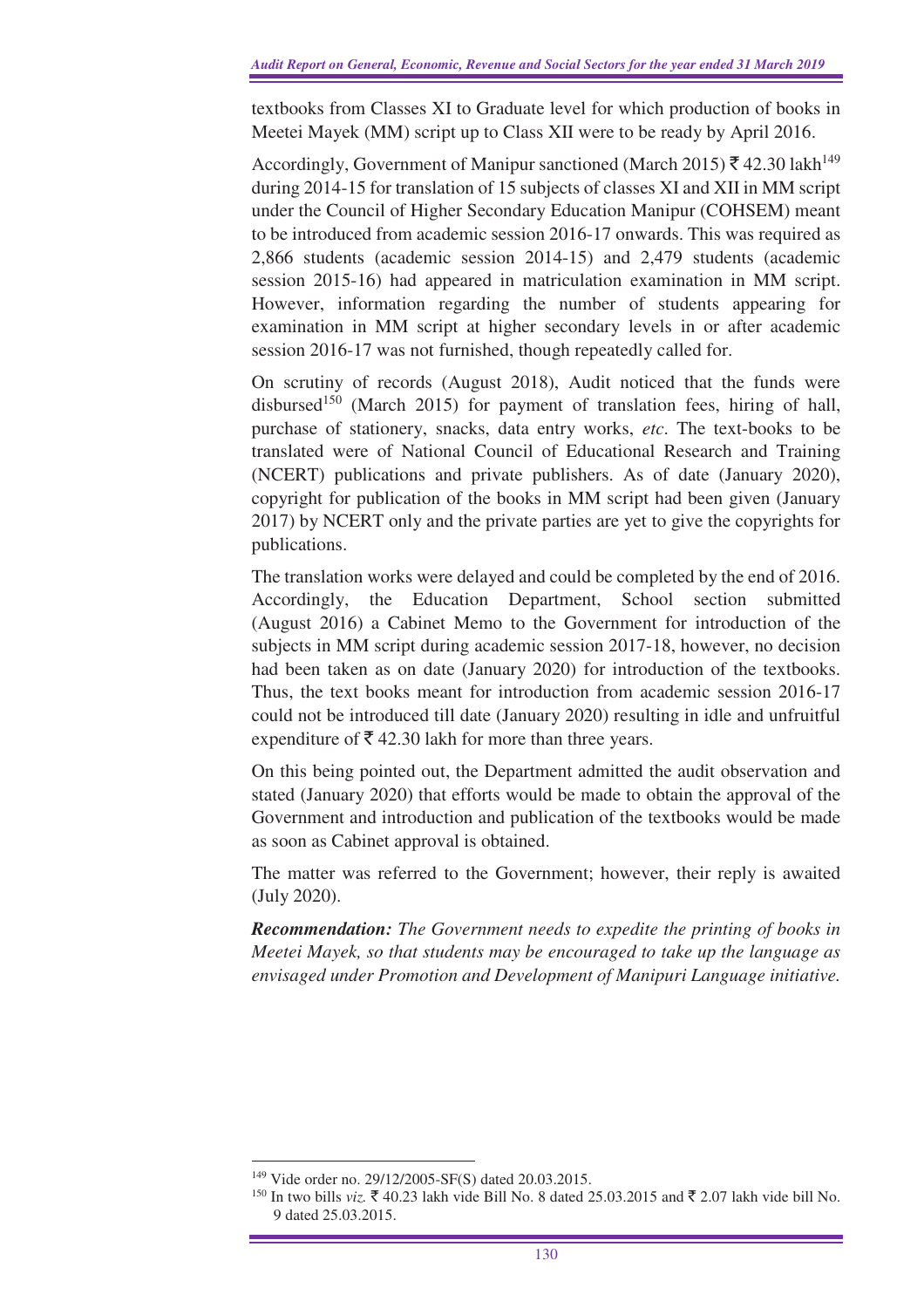textbooks from Classes XI to Graduate level for which production of books in Meetei Mayek (MM) script up to Class XII were to be ready by April 2016.

Accordingly, Government of Manipur sanctioned (March 2015) ₹ 42.30 lakh[149] during 2014-15 for translation of 15 subjects of classes XI and XII in MM script under the Council of Higher Secondary Education Manipur (COHSEM) meant to be introduced from academic session 2016-17 onwards. This was required as 2,866 students (academic session 2014-15) and 2,479 students (academic session 2015-16) had appeared in matriculation examination in MM script. However, information regarding the number of students appearing for examination in MM script at higher secondary levels in or after academic session 2016-17 was not furnished, though repeatedly called for.

On scrutiny of records (August 2018), Audit noticed that the funds were disbursed[150] (March 2015) for payment of translation fees, hiring of hall, purchase of stationery, snacks, data entry works, *etc*. The text-books to be translated were of National Council of Educational Research and Training (NCERT) publications and private publishers. As of date (January 2020), copyright for publication of the books in MM script had been given (January 2017) by NCERT only and the private parties are yet to give the copyrights for publications.

The translation works were delayed and could be completed by the end of 2016. Accordingly, the Education Department, School section submitted (August 2016) a Cabinet Memo to the Government for introduction of the subjects in MM script during academic session 2017-18, however, no decision had been taken as on date (January 2020) for introduction of the textbooks. Thus, the text books meant for introduction from academic session 2016-17 could not be introduced till date (January 2020) resulting in idle and unfruitful expenditure of ₹ 42.30 lakh for more than three years.

On this being pointed out, the Department admitted the audit observation and stated (January 2020) that efforts would be made to obtain the approval of the Government and introduction and publication of the textbooks would be made as soon as Cabinet approval is obtained.

The matter was referred to the Government; however, their reply is awaited (July 2020).

***Recommendation:*** *The Government needs to expedite the printing of books in Meetei Mayek, so that students may be encouraged to take up the language as envisaged under Promotion and Development of Manipuri Language initiative.*

---

[149] Vide order no. 29/12/2005-SF(S) dated 20.03.2015.

[150] In two bills *viz.* ₹ 40.23 lakh vide Bill No. 8 dated 25.03.2015 and ₹ 2.07 lakh vide bill No. 9 dated 25.03.2015.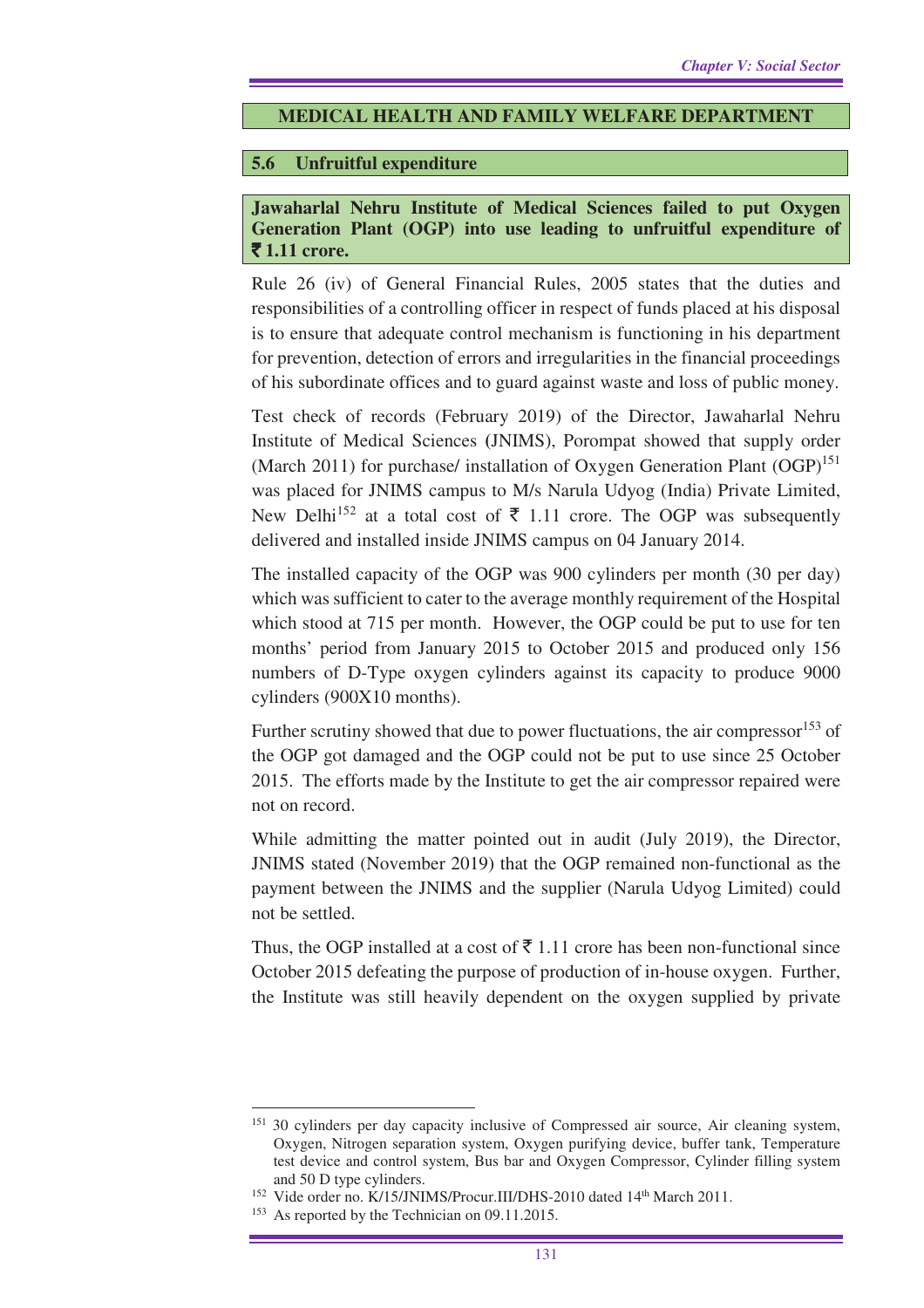## MEDICAL HEALTH AND FAMILY WELFARE DEPARTMENT

### 5.6 Unfruitful expenditure

**Jawaharlal Nehru Institute of Medical Sciences failed to put Oxygen Generation Plant (OGP) into use leading to unfruitful expenditure of ₹ 1.11 crore.**

Rule 26 (iv) of General Financial Rules, 2005 states that the duties and responsibilities of a controlling officer in respect of funds placed at his disposal is to ensure that adequate control mechanism is functioning in his department for prevention, detection of errors and irregularities in the financial proceedings of his subordinate offices and to guard against waste and loss of public money.

Test check of records (February 2019) of the Director, Jawaharlal Nehru Institute of Medical Sciences (JNIMS), Porompat showed that supply order (March 2011) for purchase/ installation of Oxygen Generation Plant (OGP)[151] was placed for JNIMS campus to M/s Narula Udyog (India) Private Limited, New Delhi[152] at a total cost of ₹ 1.11 crore. The OGP was subsequently delivered and installed inside JNIMS campus on 04 January 2014.

The installed capacity of the OGP was 900 cylinders per month (30 per day) which was sufficient to cater to the average monthly requirement of the Hospital which stood at 715 per month. However, the OGP could be put to use for ten months' period from January 2015 to October 2015 and produced only 156 numbers of D-Type oxygen cylinders against its capacity to produce 9000 cylinders (900X10 months).

Further scrutiny showed that due to power fluctuations, the air compressor[153] of the OGP got damaged and the OGP could not be put to use since 25 October 2015. The efforts made by the Institute to get the air compressor repaired were not on record.

While admitting the matter pointed out in audit (July 2019), the Director, JNIMS stated (November 2019) that the OGP remained non-functional as the payment between the JNIMS and the supplier (Narula Udyog Limited) could not be settled.

Thus, the OGP installed at a cost of ₹ 1.11 crore has been non-functional since October 2015 defeating the purpose of production of in-house oxygen. Further, the Institute was still heavily dependent on the oxygen supplied by private

---

[151] 30 cylinders per day capacity inclusive of Compressed air source, Air cleaning system, Oxygen, Nitrogen separation system, Oxygen purifying device, buffer tank, Temperature test device and control system, Bus bar and Oxygen Compressor, Cylinder filling system and 50 D type cylinders.

[152] Vide order no. K/15/JNIMS/Procur.III/DHS-2010 dated 14th March 2011.

[153] As reported by the Technician on 09.11.2015.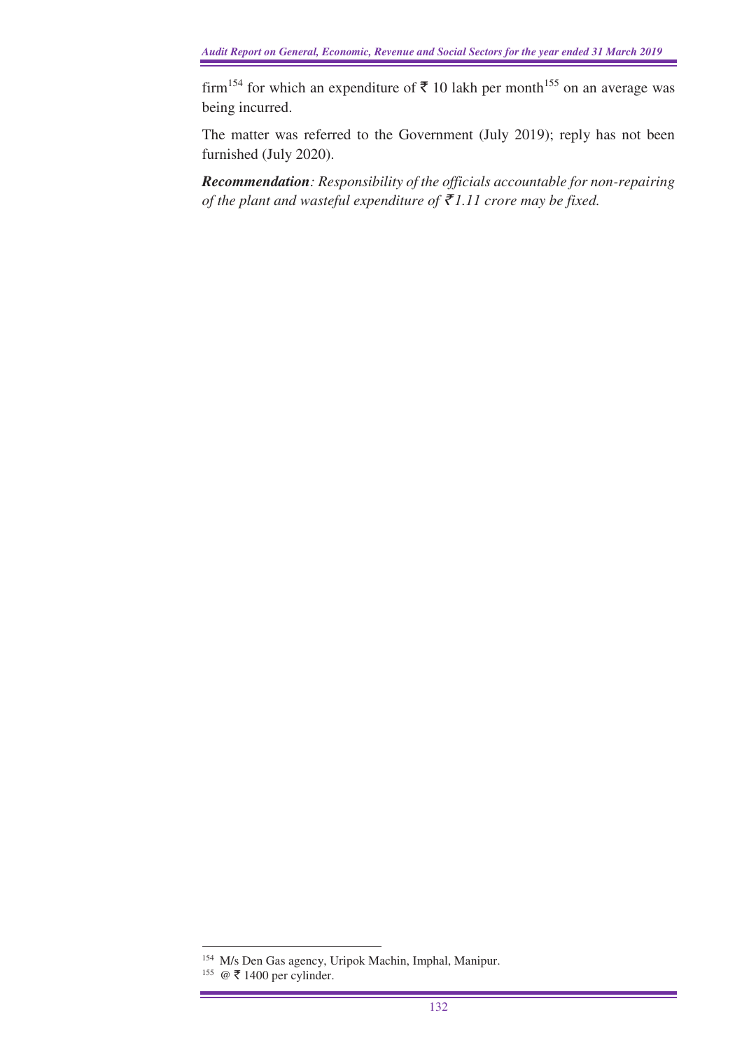firm[154] for which an expenditure of ₹ 10 lakh per month[155] on an average was being incurred.

The matter was referred to the Government (July 2019); reply has not been furnished (July 2020).

***Recommendation****: Responsibility of the officials accountable for non-repairing of the plant and wasteful expenditure of ₹ 1.11 crore may be fixed.*

---

[154] M/s Den Gas agency, Uripok Machin, Imphal, Manipur.

[155] @ ₹ 1400 per cylinder.